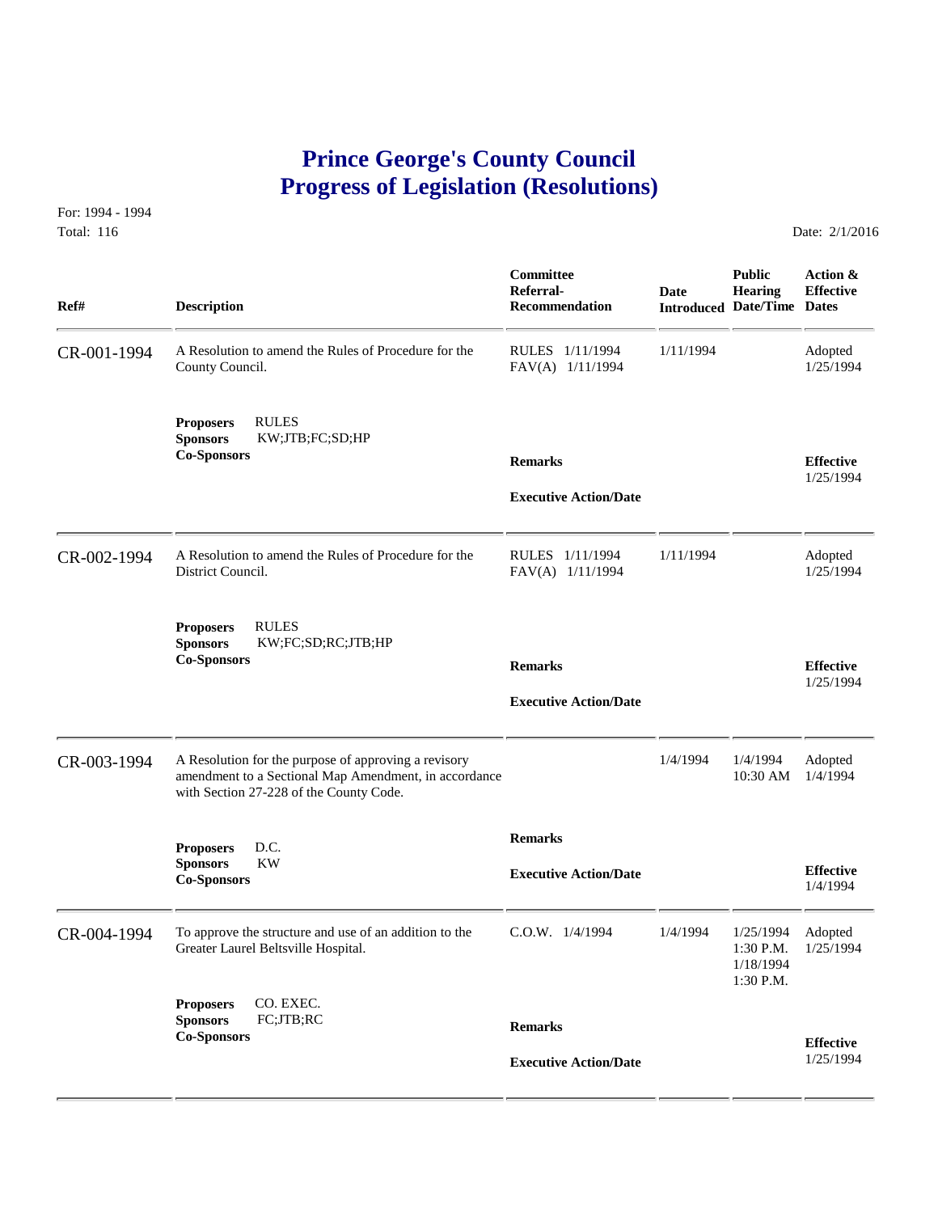# Prince George's County Council
# Progress of Legislation (Resolutions)

For: 1994 - 1994
Total: 116

Date: 2/1/2016

| Ref# | Description | Committee Referral-Recommendation | Date Introduced | Public Hearing Date/Time | Action & Effective Dates |
|---|---|---|---|---|---|
| CR-001-1994 | A Resolution to amend the Rules of Procedure for the County Council. | RULES 1/11/1994<br>FAV(A) 1/11/1994 | 1/11/1994 | | Adopted<br>1/25/1994 |
| | **Proposers** RULES<br>**Sponsors** KW;JTB;FC;SD;HP<br>**Co-Sponsors** | **Remarks**<br><br>**Executive Action/Date** | | | **Effective**<br>1/25/1994 |
| CR-002-1994 | A Resolution to amend the Rules of Procedure for the District Council. | RULES 1/11/1994<br>FAV(A) 1/11/1994 | 1/11/1994 | | Adopted<br>1/25/1994 |
| | **Proposers** RULES<br>**Sponsors** KW;FC;SD;RC;JTB;HP<br>**Co-Sponsors** | **Remarks**<br><br>**Executive Action/Date** | | | **Effective**<br>1/25/1994 |
| CR-003-1994 | A Resolution for the purpose of approving a revisory amendment to a Sectional Map Amendment, in accordance with Section 27-228 of the County Code. | | 1/4/1994 | 1/4/1994<br>10:30 AM | Adopted<br>1/4/1994 |
| | **Proposers** D.C.<br>**Sponsors** KW<br>**Co-Sponsors** | **Remarks**<br><br>**Executive Action/Date** | | | **Effective**<br>1/4/1994 |
| CR-004-1994 | To approve the structure and use of an addition to the Greater Laurel Beltsville Hospital. | C.O.W. 1/4/1994 | 1/4/1994 | 1/25/1994<br>1:30 P.M.<br>1/18/1994<br>1:30 P.M. | Adopted<br>1/25/1994 |
| | **Proposers** CO. EXEC.<br>**Sponsors** FC;JTB;RC<br>**Co-Sponsors** | **Remarks**<br><br>**Executive Action/Date** | | | **Effective**<br>1/25/1994 |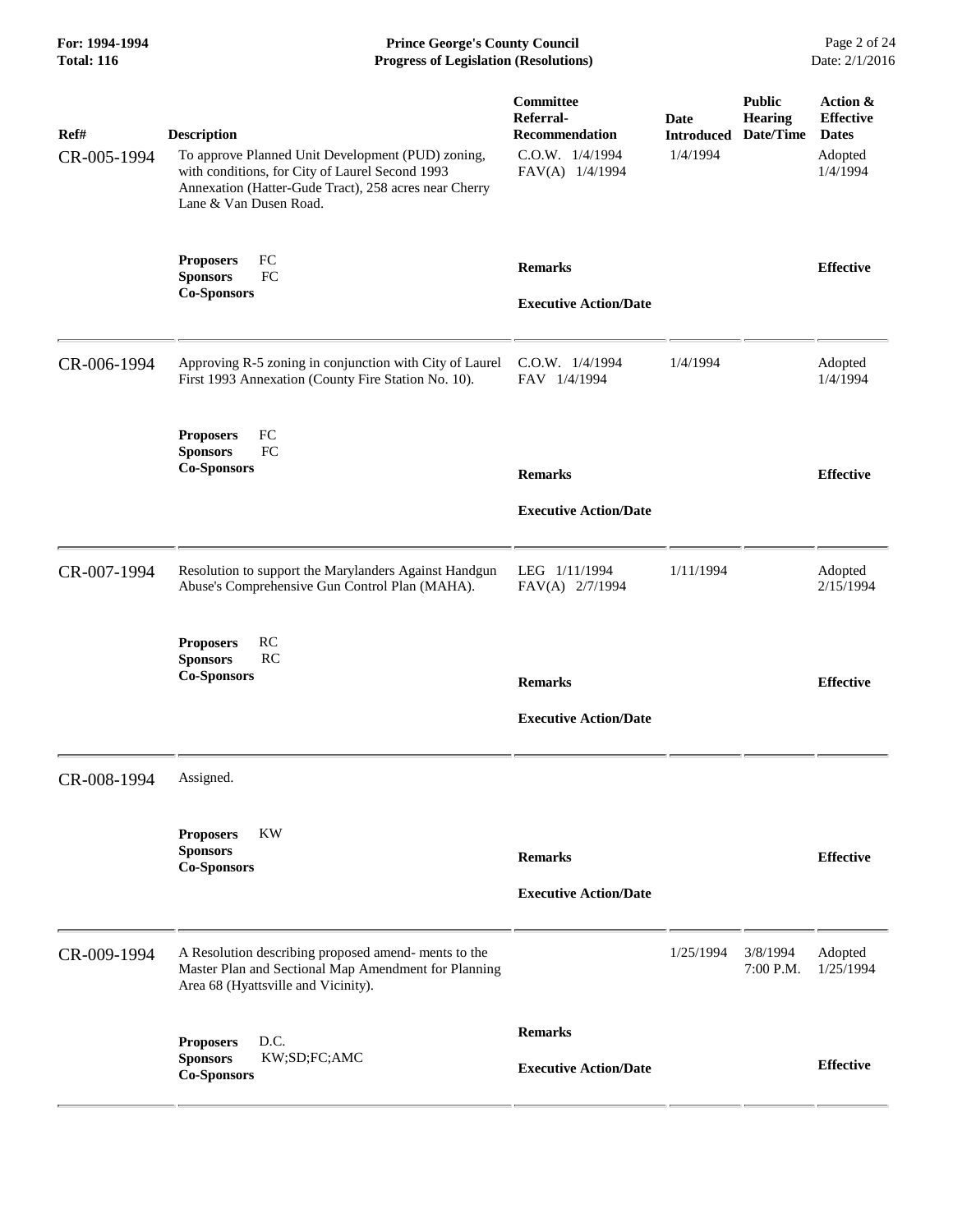| Ref# | Description | Committee Referral-Recommendation | Date Introduced | Public Hearing Date/Time | Action & Effective Dates |
|---|---|---|---|---|---|
| CR-005-1994 | To approve Planned Unit Development (PUD) zoning, with conditions, for City of Laurel Second 1993 Annexation (Hatter-Gude Tract), 258 acres near Cherry Lane & Van Dusen Road. | C.O.W. 1/4/1994<br>FAV(A) 1/4/1994 | 1/4/1994 | | Adopted 1/4/1994 |
| | **Proposers** FC<br>**Sponsors** FC<br>**Co-Sponsors** | **Remarks**<br><br>**Executive Action/Date** | | | **Effective** |
| CR-006-1994 | Approving R-5 zoning in conjunction with City of Laurel First 1993 Annexation (County Fire Station No. 10). | C.O.W. 1/4/1994<br>FAV 1/4/1994 | 1/4/1994 | | Adopted 1/4/1994 |
| | **Proposers** FC<br>**Sponsors** FC<br>**Co-Sponsors** | **Remarks**<br><br>**Executive Action/Date** | | | **Effective** |
| CR-007-1994 | Resolution to support the Marylanders Against Handgun Abuse's Comprehensive Gun Control Plan (MAHA). | LEG 1/11/1994<br>FAV(A) 2/7/1994 | 1/11/1994 | | Adopted 2/15/1994 |
| | **Proposers** RC<br>**Sponsors** RC<br>**Co-Sponsors** | **Remarks**<br><br>**Executive Action/Date** | | | **Effective** |
| CR-008-1994 | Assigned. | | | | |
| | **Proposers** KW<br>**Sponsors**<br>**Co-Sponsors** | **Remarks**<br><br>**Executive Action/Date** | | | **Effective** |
| CR-009-1994 | A Resolution describing proposed amend- ments to the Master Plan and Sectional Map Amendment for Planning Area 68 (Hyattsville and Vicinity). | | 1/25/1994 | 3/8/1994 7:00 P.M. | Adopted 1/25/1994 |
| | **Proposers** D.C.<br>**Sponsors** KW;SD;FC;AMC<br>**Co-Sponsors** | **Remarks**<br><br>**Executive Action/Date** | | | **Effective** |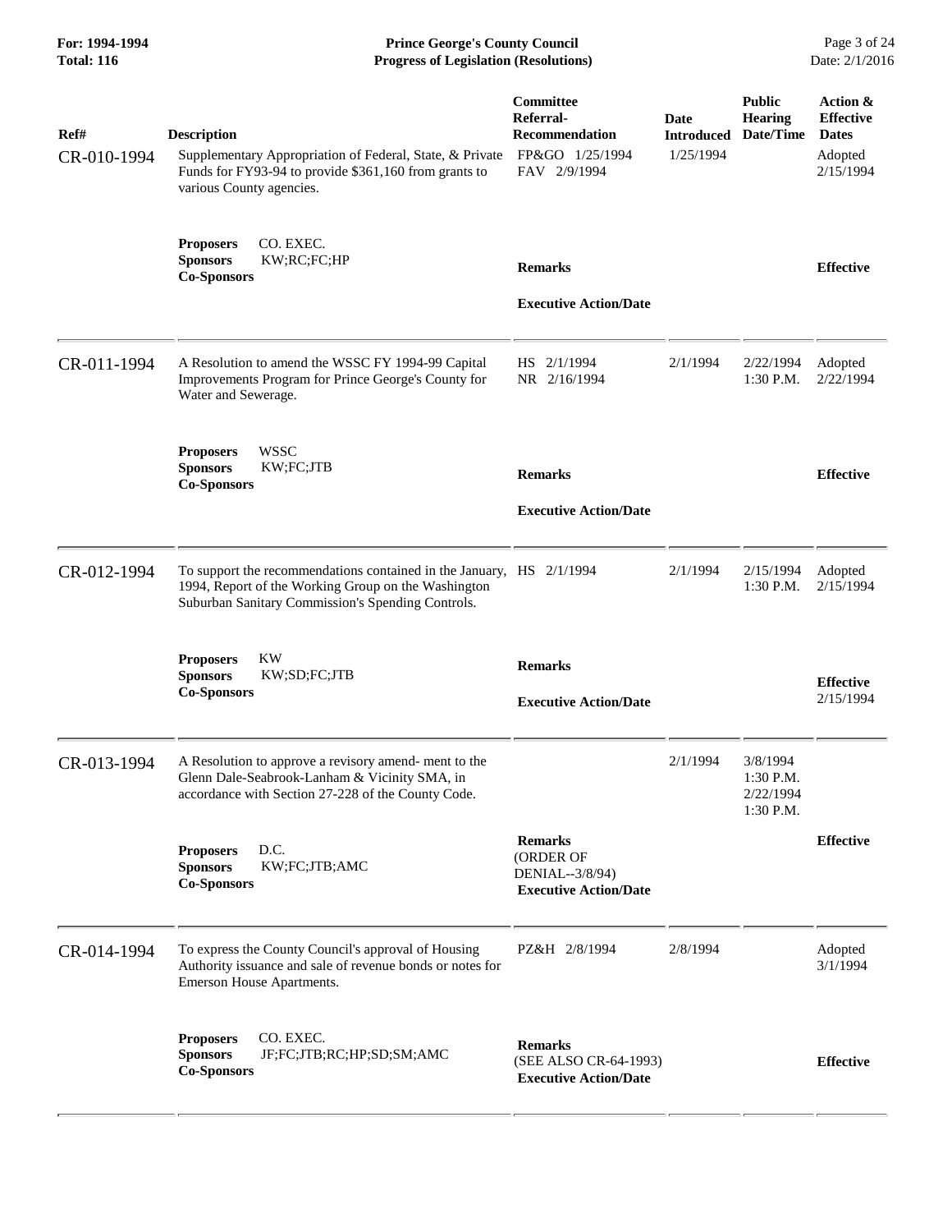| Ref# | Description | Committee Referral-Recommendation | Date Introduced | Public Hearing Date/Time | Action & Effective Dates |
|---|---|---|---|---|---|
| CR-010-1994 | Supplementary Appropriation of Federal, State, & Private Funds for FY93-94 to provide $361,160 from grants to various County agencies. | FP&GO 1/25/1994<br>FAV 2/9/1994 | 1/25/1994 | | Adopted 2/15/1994 |
| | **Proposers** CO. EXEC.<br>**Sponsors** KW;RC;FC;HP<br>**Co-Sponsors** | **Remarks**<br><br>**Executive Action/Date** | | | **Effective** |
| CR-011-1994 | A Resolution to amend the WSSC FY 1994-99 Capital Improvements Program for Prince George's County for Water and Sewerage. | HS 2/1/1994<br>NR 2/16/1994 | 2/1/1994 | 2/22/1994 1:30 P.M. | Adopted 2/22/1994 |
| | **Proposers** WSSC<br>**Sponsors** KW;FC;JTB<br>**Co-Sponsors** | **Remarks**<br><br>**Executive Action/Date** | | | **Effective** |
| CR-012-1994 | To support the recommendations contained in the January, 1994, Report of the Working Group on the Washington Suburban Sanitary Commission's Spending Controls. | HS 2/1/1994 | 2/1/1994 | 2/15/1994 1:30 P.M. | Adopted 2/15/1994 |
| | **Proposers** KW<br>**Sponsors** KW;SD;FC;JTB<br>**Co-Sponsors** | **Remarks**<br><br>**Executive Action/Date** | | | **Effective** 2/15/1994 |
| CR-013-1994 | A Resolution to approve a revisory amend- ment to the Glenn Dale-Seabrook-Lanham & Vicinity SMA, in accordance with Section 27-228 of the County Code. | | 2/1/1994 | 3/8/1994 1:30 P.M.<br>2/22/1994 1:30 P.M. | |
| | **Proposers** D.C.<br>**Sponsors** KW;FC;JTB;AMC<br>**Co-Sponsors** | **Remarks**<br>(ORDER OF DENIAL--3/8/94)<br>**Executive Action/Date** | | | **Effective** |
| CR-014-1994 | To express the County Council's approval of Housing Authority issuance and sale of revenue bonds or notes for Emerson House Apartments. | PZ&H 2/8/1994 | 2/8/1994 | | Adopted 3/1/1994 |
| | **Proposers** CO. EXEC.<br>**Sponsors** JF;FC;JTB;RC;HP;SD;SM;AMC<br>**Co-Sponsors** | **Remarks**<br>(SEE ALSO CR-64-1993)<br>**Executive Action/Date** | | | **Effective** |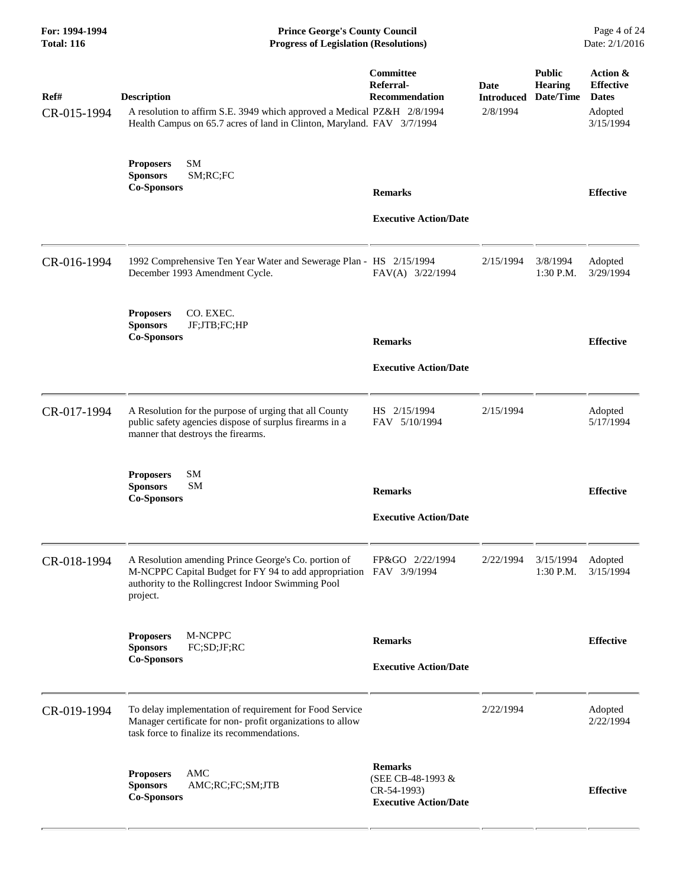| Ref# | Description | Committee Referral-Recommendation | Date Introduced | Public Hearing Date/Time | Action & Effective Dates |
|---|---|---|---|---|---|
| CR-015-1994 | A resolution to affirm S.E. 3949 which approved a Medical Health Campus on 65.7 acres of land in Clinton, Maryland. | PZ&H 2/8/1994<br>FAV 3/7/1994 | 2/8/1994 | | Adopted 3/15/1994 |
| | **Proposers** SM<br>**Sponsors** SM;RC;FC<br>**Co-Sponsors** | **Remarks**<br>**Executive Action/Date** | | | **Effective** |
| CR-016-1994 | 1992 Comprehensive Ten Year Water and Sewerage Plan - December 1993 Amendment Cycle. | HS 2/15/1994<br>FAV(A) 3/22/1994 | 2/15/1994 | 3/8/1994 1:30 P.M. | Adopted 3/29/1994 |
| | **Proposers** CO. EXEC.<br>**Sponsors** JF;JTB;FC;HP<br>**Co-Sponsors** | **Remarks**<br>**Executive Action/Date** | | | **Effective** |
| CR-017-1994 | A Resolution for the purpose of urging that all County public safety agencies dispose of surplus firearms in a manner that destroys the firearms. | HS 2/15/1994<br>FAV 5/10/1994 | 2/15/1994 | | Adopted 5/17/1994 |
| | **Proposers** SM<br>**Sponsors** SM<br>**Co-Sponsors** | **Remarks**<br>**Executive Action/Date** | | | **Effective** |
| CR-018-1994 | A Resolution amending Prince George's Co. portion of M-NCPPC Capital Budget for FY 94 to add appropriation authority to the Rollingcrest Indoor Swimming Pool project. | FP&GO 2/22/1994<br>FAV 3/9/1994 | 2/22/1994 | 3/15/1994 1:30 P.M. | Adopted 3/15/1994 |
| | **Proposers** M-NCPPC<br>**Sponsors** FC;SD;JF;RC<br>**Co-Sponsors** | **Remarks**<br>**Executive Action/Date** | | | **Effective** |
| CR-019-1994 | To delay implementation of requirement for Food Service Manager certificate for non- profit organizations to allow task force to finalize its recommendations. | | 2/22/1994 | | Adopted 2/22/1994 |
| | **Proposers** AMC<br>**Sponsors** AMC;RC;FC;SM;JTB<br>**Co-Sponsors** | **Remarks**<br>(SEE CB-48-1993 & CR-54-1993)<br>**Executive Action/Date** | | | **Effective** |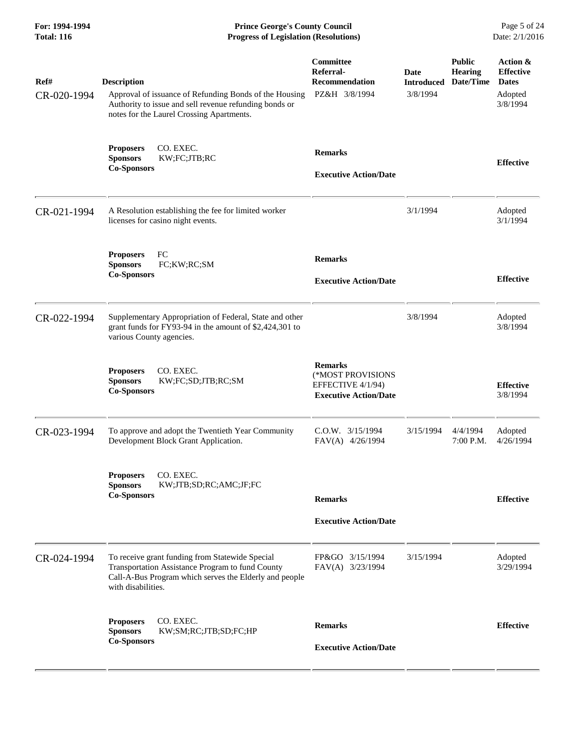| Ref# | Description | Committee Referral-Recommendation | Date Introduced | Public Hearing Date/Time | Action & Effective Dates |
|---|---|---|---|---|---|
| CR-020-1994 | Approval of issuance of Refunding Bonds of the Housing Authority to issue and sell revenue refunding bonds or notes for the Laurel Crossing Apartments. | PZ&H 3/8/1994 | 3/8/1994 | | Adopted 3/8/1994 |
| | **Proposers** CO. EXEC.<br>**Sponsors** KW;FC;JTB;RC<br>**Co-Sponsors** | **Remarks**<br><br>**Executive Action/Date** | | | **Effective** |
| CR-021-1994 | A Resolution establishing the fee for limited worker licenses for casino night events. | | 3/1/1994 | | Adopted 3/1/1994 |
| | **Proposers** FC<br>**Sponsors** FC;KW;RC;SM<br>**Co-Sponsors** | **Remarks**<br><br>**Executive Action/Date** | | | **Effective** |
| CR-022-1994 | Supplementary Appropriation of Federal, State and other grant funds for FY93-94 in the amount of $2,424,301 to various County agencies. | | 3/8/1994 | | Adopted 3/8/1994 |
| | **Proposers** CO. EXEC.<br>**Sponsors** KW;FC;SD;JTB;RC;SM<br>**Co-Sponsors** | **Remarks**<br>(*MOST PROVISIONS EFFECTIVE 4/1/94)<br>**Executive Action/Date** | | | **Effective** 3/8/1994 |
| CR-023-1994 | To approve and adopt the Twentieth Year Community Development Block Grant Application. | C.O.W. 3/15/1994<br>FAV(A) 4/26/1994 | 3/15/1994 | 4/4/1994 7:00 P.M. | Adopted 4/26/1994 |
| | **Proposers** CO. EXEC.<br>**Sponsors** KW;JTB;SD;RC;AMC;JF;FC<br>**Co-Sponsors** | **Remarks**<br><br>**Executive Action/Date** | | | **Effective** |
| CR-024-1994 | To receive grant funding from Statewide Special Transportation Assistance Program to fund County Call-A-Bus Program which serves the Elderly and people with disabilities. | FP&GO 3/15/1994<br>FAV(A) 3/23/1994 | 3/15/1994 | | Adopted 3/29/1994 |
| | **Proposers** CO. EXEC.<br>**Sponsors** KW;SM;RC;JTB;SD;FC;HP<br>**Co-Sponsors** | **Remarks**<br><br>**Executive Action/Date** | | | **Effective** |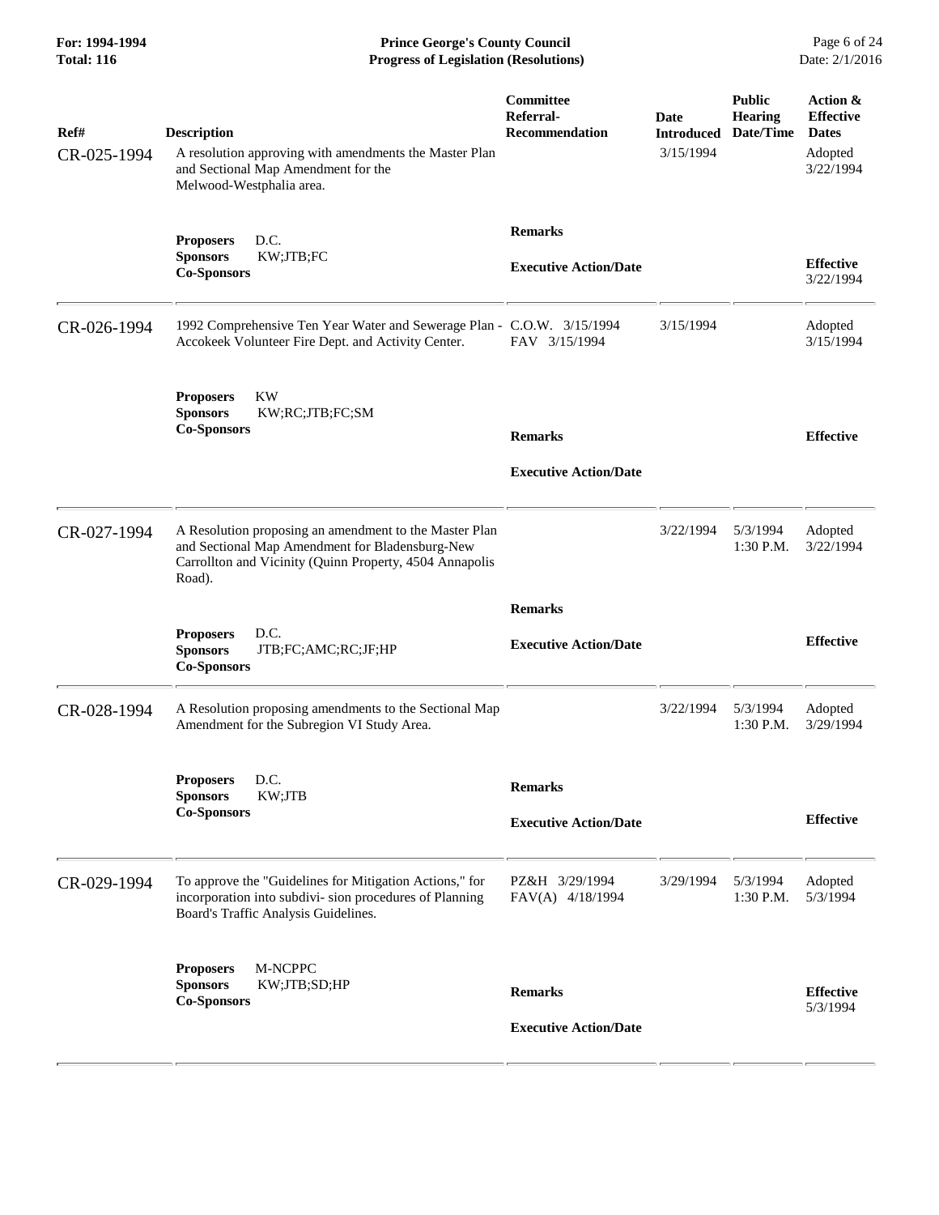**Prince George's County Council**
**Progress of Legislation (Resolutions)**

**For: 1994-1994**
**Total: 116**

Date: 2/1/2016

| Ref# | Description | Committee Referral-Recommendation | Date Introduced | Public Hearing Date/Time | Action & Effective Dates |
|---|---|---|---|---|---|
| CR-025-1994 | A resolution approving with amendments the Master Plan and Sectional Map Amendment for the Melwood-Westphalia area. | | 3/15/1994 | | Adopted 3/22/1994 |
| | **Proposers** D.C.<br>**Sponsors** KW;JTB;FC<br>**Co-Sponsors** | **Remarks**<br><br>**Executive Action/Date** | | | **Effective** 3/22/1994 |
| CR-026-1994 | 1992 Comprehensive Ten Year Water and Sewerage Plan - Accokeek Volunteer Fire Dept. and Activity Center. | C.O.W. 3/15/1994<br>FAV 3/15/1994 | 3/15/1994 | | Adopted 3/15/1994 |
| | **Proposers** KW<br>**Sponsors** KW;RC;JTB;FC;SM<br>**Co-Sponsors** | **Remarks**<br><br>**Executive Action/Date** | | | **Effective** |
| CR-027-1994 | A Resolution proposing an amendment to the Master Plan and Sectional Map Amendment for Bladensburg-New Carrollton and Vicinity (Quinn Property, 4504 Annapolis Road). | | 3/22/1994 | 5/3/1994 1:30 P.M. | Adopted 3/22/1994 |
| | **Proposers** D.C.<br>**Sponsors** JTB;FC;AMC;RC;JF;HP<br>**Co-Sponsors** | **Remarks**<br><br>**Executive Action/Date** | | | **Effective** |
| CR-028-1994 | A Resolution proposing amendments to the Sectional Map Amendment for the Subregion VI Study Area. | | 3/22/1994 | 5/3/1994 1:30 P.M. | Adopted 3/29/1994 |
| | **Proposers** D.C.<br>**Sponsors** KW;JTB<br>**Co-Sponsors** | **Remarks**<br><br>**Executive Action/Date** | | | **Effective** |
| CR-029-1994 | To approve the "Guidelines for Mitigation Actions," for incorporation into subdivi- sion procedures of Planning Board's Traffic Analysis Guidelines. | PZ&H 3/29/1994<br>FAV(A) 4/18/1994 | 3/29/1994 | 5/3/1994 1:30 P.M. | Adopted 5/3/1994 |
| | **Proposers** M-NCPPC<br>**Sponsors** KW;JTB;SD;HP<br>**Co-Sponsors** | **Remarks**<br><br>**Executive Action/Date** | | | **Effective** 5/3/1994 |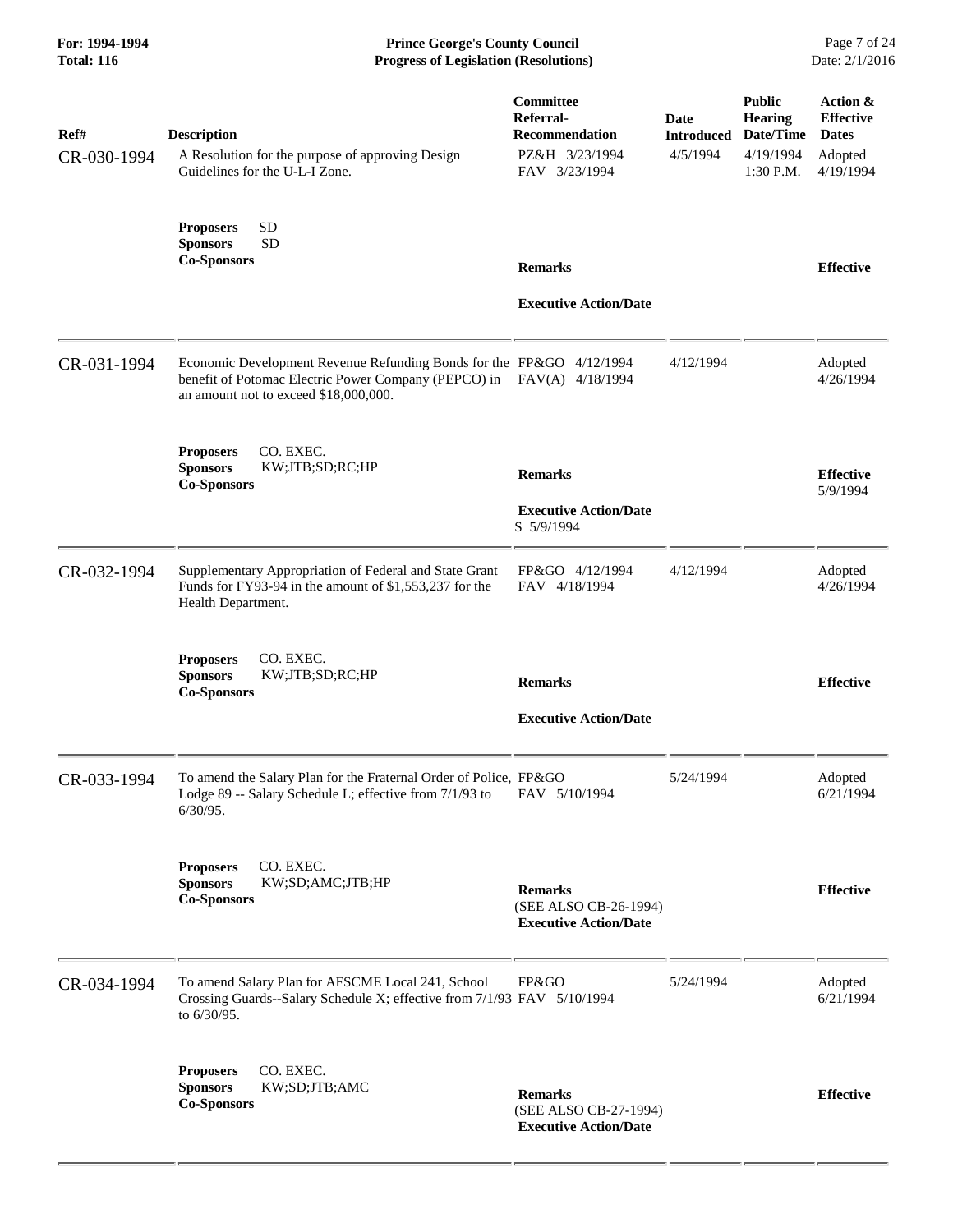| Ref# | Description | Committee Referral-Recommendation | Date Introduced | Public Hearing Date/Time | Action & Effective Dates |
|---|---|---|---|---|---|
| CR-030-1994 | A Resolution for the purpose of approving Design Guidelines for the U-L-I Zone. | PZ&H 3/23/1994<br>FAV 3/23/1994 | 4/5/1994 | 4/19/1994<br>1:30 P.M. | Adopted<br>4/19/1994 |
| | **Proposers** SD<br>**Sponsors** SD<br>**Co-Sponsors** | **Remarks**<br><br>**Executive Action/Date** | | | **Effective** |
| CR-031-1994 | Economic Development Revenue Refunding Bonds for the benefit of Potomac Electric Power Company (PEPCO) in an amount not to exceed $18,000,000. | FP&GO 4/12/1994<br>FAV(A) 4/18/1994 | 4/12/1994 | | Adopted<br>4/26/1994 |
| | **Proposers** CO. EXEC.<br>**Sponsors** KW;JTB;SD;RC;HP<br>**Co-Sponsors** | **Remarks**<br><br>**Executive Action/Date**<br>S 5/9/1994 | | | **Effective**<br>5/9/1994 |
| CR-032-1994 | Supplementary Appropriation of Federal and State Grant Funds for FY93-94 in the amount of $1,553,237 for the Health Department. | FP&GO 4/12/1994<br>FAV 4/18/1994 | 4/12/1994 | | Adopted<br>4/26/1994 |
| | **Proposers** CO. EXEC.<br>**Sponsors** KW;JTB;SD;RC;HP<br>**Co-Sponsors** | **Remarks**<br><br>**Executive Action/Date** | | | **Effective** |
| CR-033-1994 | To amend the Salary Plan for the Fraternal Order of Police, Lodge 89 -- Salary Schedule L; effective from 7/1/93 to 6/30/95. | FP&GO<br>FAV 5/10/1994 | 5/24/1994 | | Adopted<br>6/21/1994 |
| | **Proposers** CO. EXEC.<br>**Sponsors** KW;SD;AMC;JTB;HP<br>**Co-Sponsors** | **Remarks**<br>(SEE ALSO CB-26-1994)<br>**Executive Action/Date** | | | **Effective** |
| CR-034-1994 | To amend Salary Plan for AFSCME Local 241, School Crossing Guards--Salary Schedule X; effective from 7/1/93 to 6/30/95. | FP&GO<br>FAV 5/10/1994 | 5/24/1994 | | Adopted<br>6/21/1994 |
| | **Proposers** CO. EXEC.<br>**Sponsors** KW;SD;JTB;AMC<br>**Co-Sponsors** | **Remarks**<br>(SEE ALSO CB-27-1994)<br>**Executive Action/Date** | | | **Effective** |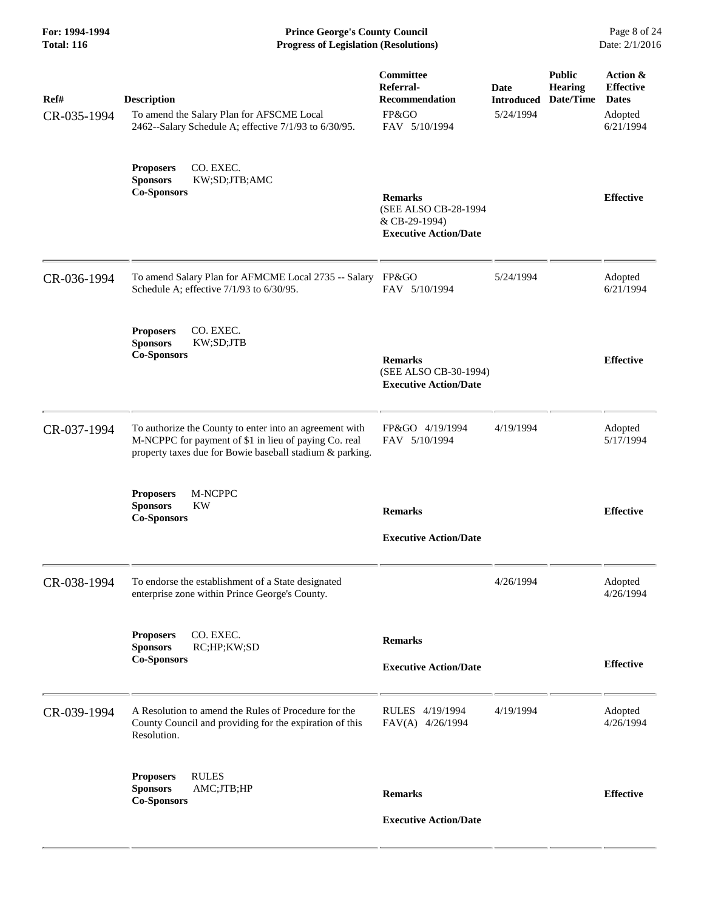| Ref# | Description | Committee Referral-Recommendation | Date Introduced | Public Hearing Date/Time | Action & Effective Dates |
|---|---|---|---|---|---|
| CR-035-1994 | To amend the Salary Plan for AFSCME Local 2462--Salary Schedule A; effective 7/1/93 to 6/30/95.<br>**Proposers** CO. EXEC.<br>**Sponsors** KW;SD;JTB;AMC<br>**Co-Sponsors** | FP&GO<br>FAV 5/10/1994<br>**Remarks**<br>(SEE ALSO CB-28-1994 & CB-29-1994)<br>**Executive Action/Date** | 5/24/1994 | | Adopted 6/21/1994<br>**Effective** |
| CR-036-1994 | To amend Salary Plan for AFMCME Local 2735 -- Salary Schedule A; effective 7/1/93 to 6/30/95.<br>**Proposers** CO. EXEC.<br>**Sponsors** KW;SD;JTB<br>**Co-Sponsors** | FP&GO<br>FAV 5/10/1994<br>**Remarks**<br>(SEE ALSO CB-30-1994)<br>**Executive Action/Date** | 5/24/1994 | | Adopted 6/21/1994<br>**Effective** |
| CR-037-1994 | To authorize the County to enter into an agreement with M-NCPPC for payment of $1 in lieu of paying Co. real property taxes due for Bowie baseball stadium & parking.<br>**Proposers** M-NCPPC<br>**Sponsors** KW<br>**Co-Sponsors** | FP&GO 4/19/1994<br>FAV 5/10/1994<br>**Remarks**<br>**Executive Action/Date** | 4/19/1994 | | Adopted 5/17/1994<br>**Effective** |
| CR-038-1994 | To endorse the establishment of a State designated enterprise zone within Prince George's County.<br>**Proposers** CO. EXEC.<br>**Sponsors** RC;HP;KW;SD<br>**Co-Sponsors** | **Remarks**<br>**Executive Action/Date** | 4/26/1994 | | Adopted 4/26/1994<br>**Effective** |
| CR-039-1994 | A Resolution to amend the Rules of Procedure for the County Council and providing for the expiration of this Resolution.<br>**Proposers** RULES<br>**Sponsors** AMC;JTB;HP<br>**Co-Sponsors** | RULES 4/19/1994<br>FAV(A) 4/26/1994<br>**Remarks**<br>**Executive Action/Date** | 4/19/1994 | | Adopted 4/26/1994<br>**Effective** |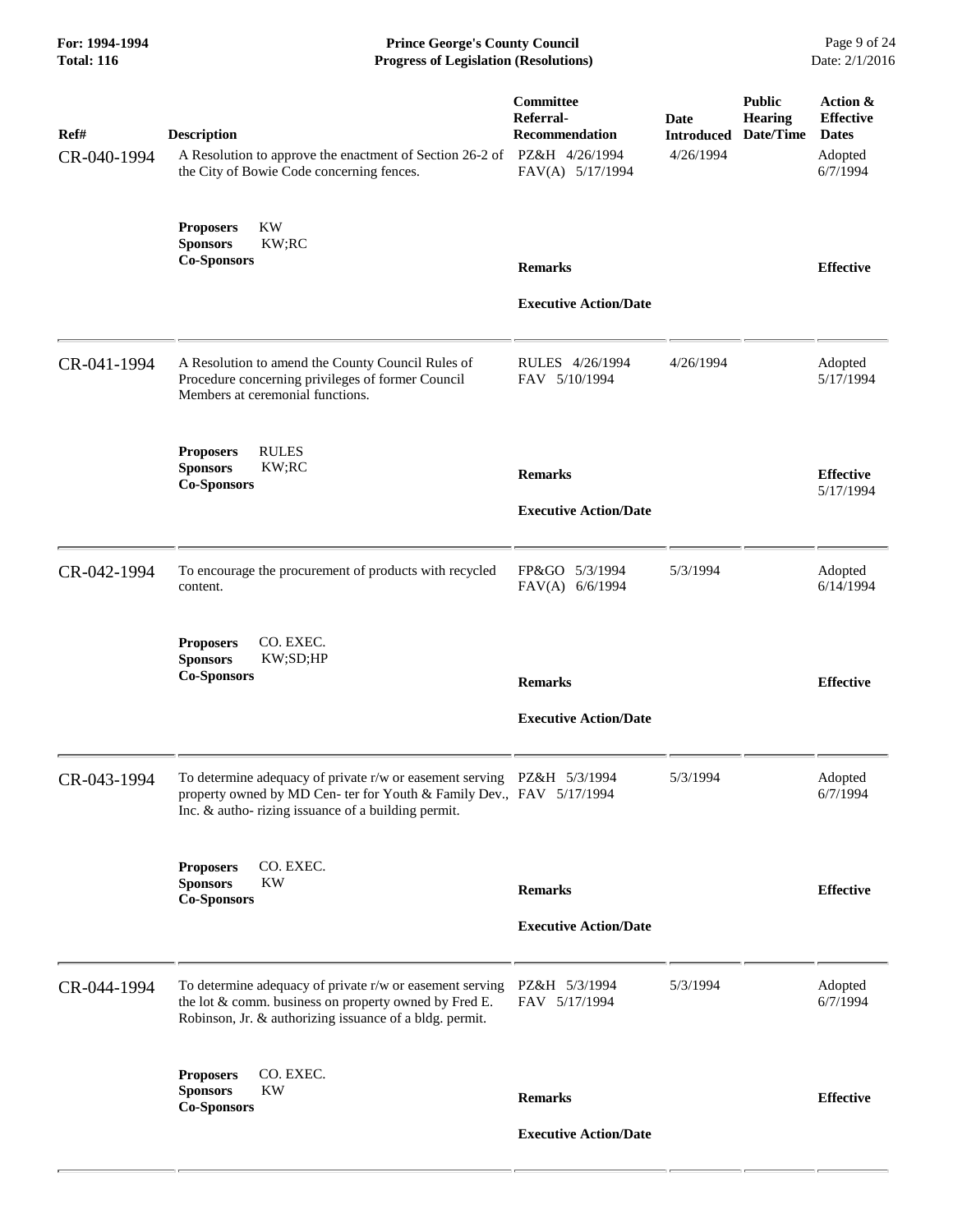| Ref# | Description | Committee Referral-Recommendation | Date Introduced | Public Hearing Date/Time | Action & Effective Dates |
|---|---|---|---|---|---|
| CR-040-1994 | A Resolution to approve the enactment of Section 26-2 of the City of Bowie Code concerning fences. | PZ&H 4/26/1994<br>FAV(A) 5/17/1994 | 4/26/1994 | | Adopted<br>6/7/1994 |
| | **Proposers** KW<br>**Sponsors** KW;RC<br>**Co-Sponsors** | **Remarks**<br><br>**Executive Action/Date** | | | **Effective** |
| CR-041-1994 | A Resolution to amend the County Council Rules of Procedure concerning privileges of former Council Members at ceremonial functions. | RULES 4/26/1994<br>FAV 5/10/1994 | 4/26/1994 | | Adopted<br>5/17/1994 |
| | **Proposers** RULES<br>**Sponsors** KW;RC<br>**Co-Sponsors** | **Remarks**<br><br>**Executive Action/Date** | | | **Effective**<br>5/17/1994 |
| CR-042-1994 | To encourage the procurement of products with recycled content. | FP&GO 5/3/1994<br>FAV(A) 6/6/1994 | 5/3/1994 | | Adopted<br>6/14/1994 |
| | **Proposers** CO. EXEC.<br>**Sponsors** KW;SD;HP<br>**Co-Sponsors** | **Remarks**<br><br>**Executive Action/Date** | | | **Effective** |
| CR-043-1994 | To determine adequacy of private r/w or easement serving property owned by MD Cen- ter for Youth & Family Dev., Inc. & autho- rizing issuance of a building permit. | PZ&H 5/3/1994<br>FAV 5/17/1994 | 5/3/1994 | | Adopted<br>6/7/1994 |
| | **Proposers** CO. EXEC.<br>**Sponsors** KW<br>**Co-Sponsors** | **Remarks**<br><br>**Executive Action/Date** | | | **Effective** |
| CR-044-1994 | To determine adequacy of private r/w or easement serving the lot & comm. business on property owned by Fred E. Robinson, Jr. & authorizing issuance of a bldg. permit. | PZ&H 5/3/1994<br>FAV 5/17/1994 | 5/3/1994 | | Adopted<br>6/7/1994 |
| | **Proposers** CO. EXEC.<br>**Sponsors** KW<br>**Co-Sponsors** | **Remarks**<br><br>**Executive Action/Date** | | | **Effective** |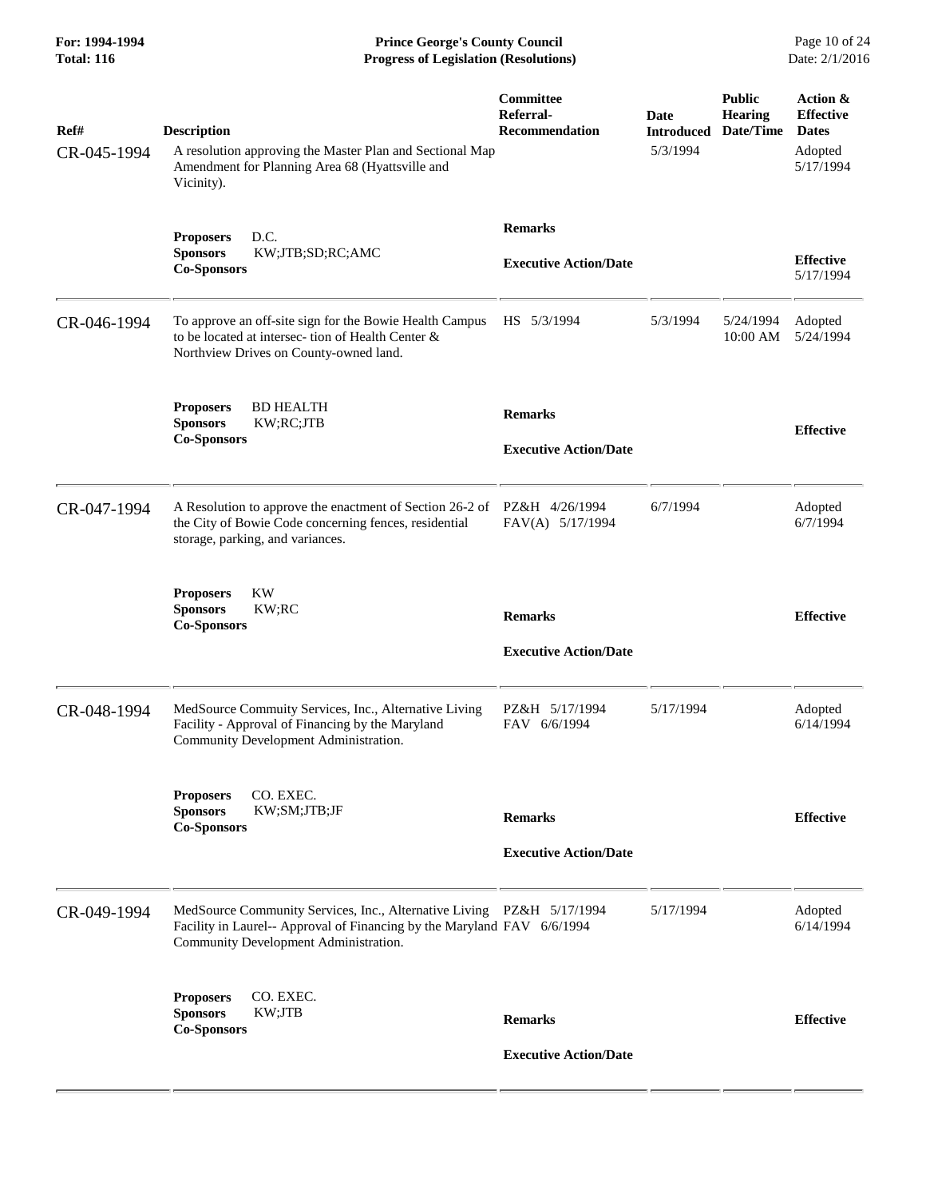| Ref# | Description | Committee Referral-Recommendation | Date Introduced | Public Hearing Date/Time | Action & Effective Dates |
|---|---|---|---|---|---|
| CR-045-1994 | A resolution approving the Master Plan and Sectional Map Amendment for Planning Area 68 (Hyattsville and Vicinity). | | 5/3/1994 | | Adopted 5/17/1994 |
| | **Proposers** D.C. **Sponsors** KW;JTB;SD;RC;AMC **Co-Sponsors** | **Remarks** **Executive Action/Date** | | | **Effective** 5/17/1994 |
| CR-046-1994 | To approve an off-site sign for the Bowie Health Campus to be located at intersec- tion of Health Center & Northview Drives on County-owned land. | HS 5/3/1994 | 5/3/1994 | 5/24/1994 10:00 AM | Adopted 5/24/1994 |
| | **Proposers** BD HEALTH **Sponsors** KW;RC;JTB **Co-Sponsors** | **Remarks** **Executive Action/Date** | | | **Effective** |
| CR-047-1994 | A Resolution to approve the enactment of Section 26-2 of the City of Bowie Code concerning fences, residential storage, parking, and variances. | PZ&H 4/26/1994 FAV(A) 5/17/1994 | 6/7/1994 | | Adopted 6/7/1994 |
| | **Proposers** KW **Sponsors** KW;RC **Co-Sponsors** | **Remarks** **Executive Action/Date** | | | **Effective** |
| CR-048-1994 | MedSource Commuity Services, Inc., Alternative Living Facility - Approval of Financing by the Maryland Community Development Administration. | PZ&H 5/17/1994 FAV 6/6/1994 | 5/17/1994 | | Adopted 6/14/1994 |
| | **Proposers** CO. EXEC. **Sponsors** KW;SM;JTB;JF **Co-Sponsors** | **Remarks** **Executive Action/Date** | | | **Effective** |
| CR-049-1994 | MedSource Community Services, Inc., Alternative Living Facility in Laurel-- Approval of Financing by the Maryland Community Development Administration. | PZ&H 5/17/1994 FAV 6/6/1994 | 5/17/1994 | | Adopted 6/14/1994 |
| | **Proposers** CO. EXEC. **Sponsors** KW;JTB **Co-Sponsors** | **Remarks** **Executive Action/Date** | | | **Effective** |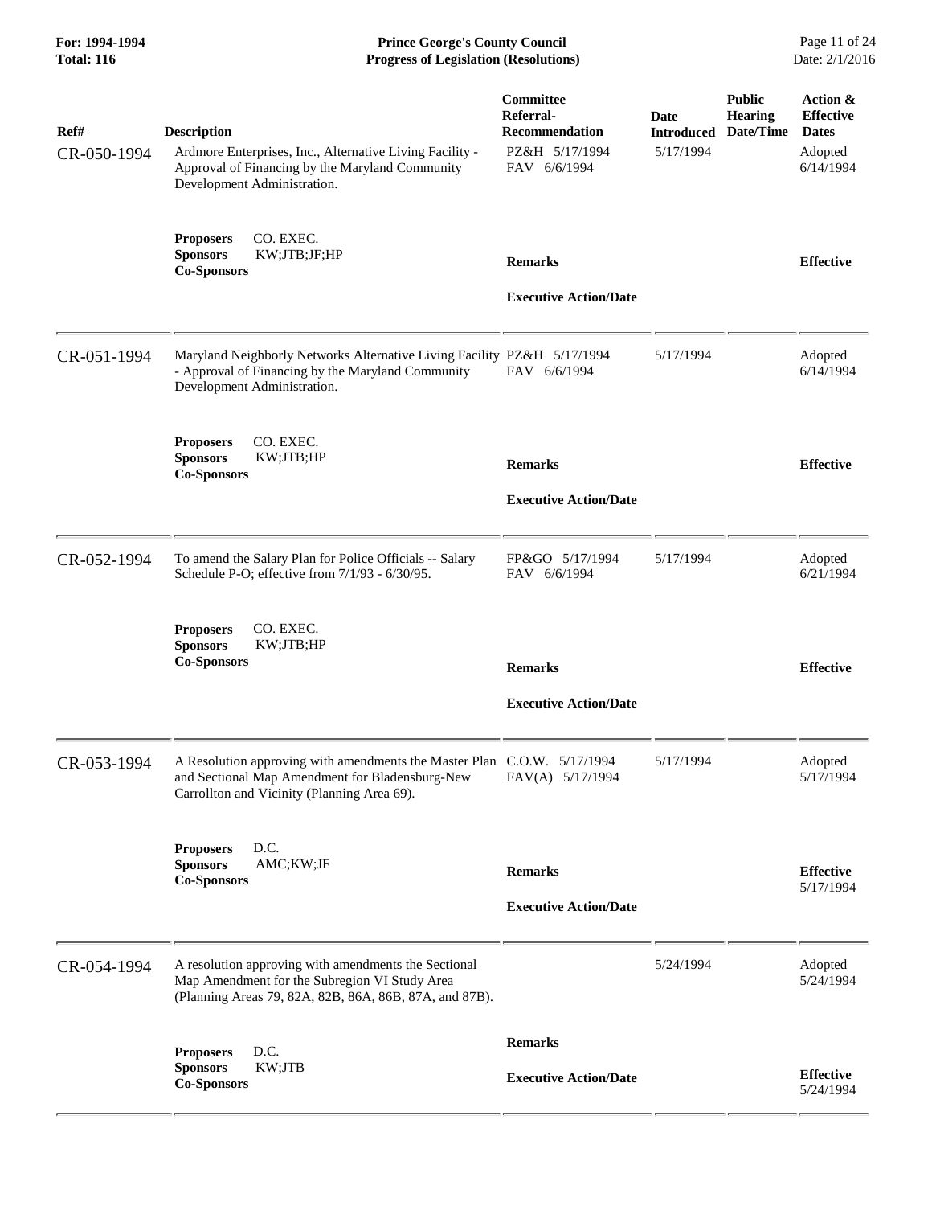| Ref# | Description | Committee Referral-Recommendation | Date Introduced | Public Hearing Date/Time | Action & Effective Dates |
|---|---|---|---|---|---|
| CR-050-1994 | Ardmore Enterprises, Inc., Alternative Living Facility - Approval of Financing by the Maryland Community Development Administration. | PZ&H 5/17/1994<br>FAV 6/6/1994 | 5/17/1994 | | Adopted 6/14/1994 |
| | **Proposers** CO. EXEC.<br>**Sponsors** KW;JTB;JF;HP<br>**Co-Sponsors** | **Remarks**<br><br>**Executive Action/Date** | | | **Effective** |
| CR-051-1994 | Maryland Neighborly Networks Alternative Living Facility - Approval of Financing by the Maryland Community Development Administration. | PZ&H 5/17/1994<br>FAV 6/6/1994 | 5/17/1994 | | Adopted 6/14/1994 |
| | **Proposers** CO. EXEC.<br>**Sponsors** KW;JTB;HP<br>**Co-Sponsors** | **Remarks**<br><br>**Executive Action/Date** | | | **Effective** |
| CR-052-1994 | To amend the Salary Plan for Police Officials -- Salary Schedule P-O; effective from 7/1/93 - 6/30/95. | FP&GO 5/17/1994<br>FAV 6/6/1994 | 5/17/1994 | | Adopted 6/21/1994 |
| | **Proposers** CO. EXEC.<br>**Sponsors** KW;JTB;HP<br>**Co-Sponsors** | **Remarks**<br><br>**Executive Action/Date** | | | **Effective** |
| CR-053-1994 | A Resolution approving with amendments the Master Plan and Sectional Map Amendment for Bladensburg-New Carrollton and Vicinity (Planning Area 69). | C.O.W. 5/17/1994<br>FAV(A) 5/17/1994 | 5/17/1994 | | Adopted 5/17/1994 |
| | **Proposers** D.C.<br>**Sponsors** AMC;KW;JF<br>**Co-Sponsors** | **Remarks**<br><br>**Executive Action/Date** | | | **Effective** 5/17/1994 |
| CR-054-1994 | A resolution approving with amendments the Sectional Map Amendment for the Subregion VI Study Area (Planning Areas 79, 82A, 82B, 86A, 86B, 87A, and 87B). | | 5/24/1994 | | Adopted 5/24/1994 |
| | **Proposers** D.C.<br>**Sponsors** KW;JTB<br>**Co-Sponsors** | **Remarks**<br><br>**Executive Action/Date** | | | **Effective** 5/24/1994 |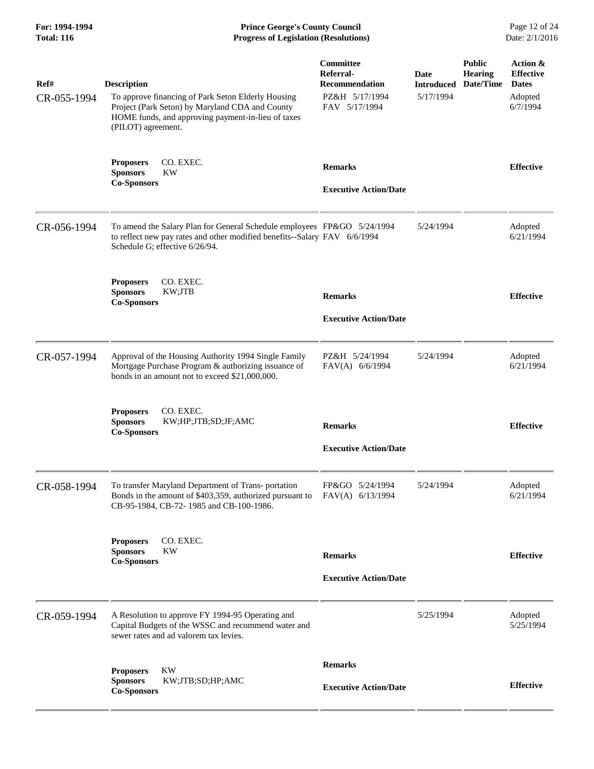| Ref# | Description | Committee Referral-Recommendation | Date Introduced | Public Hearing Date/Time | Action & Effective Dates |
|---|---|---|---|---|---|
| CR-055-1994 | To approve financing of Park Seton Elderly Housing Project (Park Seton) by Maryland CDA and County HOME funds, and approving payment-in-lieu of taxes (PILOT) agreement. | PZ&H 5/17/1994<br>FAV 5/17/1994 | 5/17/1994 | | Adopted 6/7/1994 |
| | **Proposers** CO. EXEC.<br>**Sponsors** KW<br>**Co-Sponsors** | **Remarks**<br><br>**Executive Action/Date** | | | **Effective** |
| CR-056-1994 | To amend the Salary Plan for General Schedule employees to reflect new pay rates and other modified benefits--Salary Schedule G; effective 6/26/94. | FP&GO 5/24/1994<br>FAV 6/6/1994 | 5/24/1994 | | Adopted 6/21/1994 |
| | **Proposers** CO. EXEC.<br>**Sponsors** KW;JTB<br>**Co-Sponsors** | **Remarks**<br><br>**Executive Action/Date** | | | **Effective** |
| CR-057-1994 | Approval of the Housing Authority 1994 Single Family Mortgage Purchase Program & authorizing issuance of bonds in an amount not to exceed $21,000,000. | PZ&H 5/24/1994<br>FAV(A) 6/6/1994 | 5/24/1994 | | Adopted 6/21/1994 |
| | **Proposers** CO. EXEC.<br>**Sponsors** KW;HP;JTB;SD;JF;AMC<br>**Co-Sponsors** | **Remarks**<br><br>**Executive Action/Date** | | | **Effective** |
| CR-058-1994 | To transfer Maryland Department of Trans- portation Bonds in the amount of $403,359, authorized pursuant to CB-95-1984, CB-72- 1985 and CB-100-1986. | FP&GO 5/24/1994<br>FAV(A) 6/13/1994 | 5/24/1994 | | Adopted 6/21/1994 |
| | **Proposers** CO. EXEC.<br>**Sponsors** KW<br>**Co-Sponsors** | **Remarks**<br><br>**Executive Action/Date** | | | **Effective** |
| CR-059-1994 | A Resolution to approve FY 1994-95 Operating and Capital Budgets of the WSSC and recommend water and sewer rates and ad valorem tax levies. | | 5/25/1994 | | Adopted 5/25/1994 |
| | **Proposers** KW<br>**Sponsors** KW;JTB;SD;HP;AMC<br>**Co-Sponsors** | **Remarks**<br><br>**Executive Action/Date** | | | **Effective** |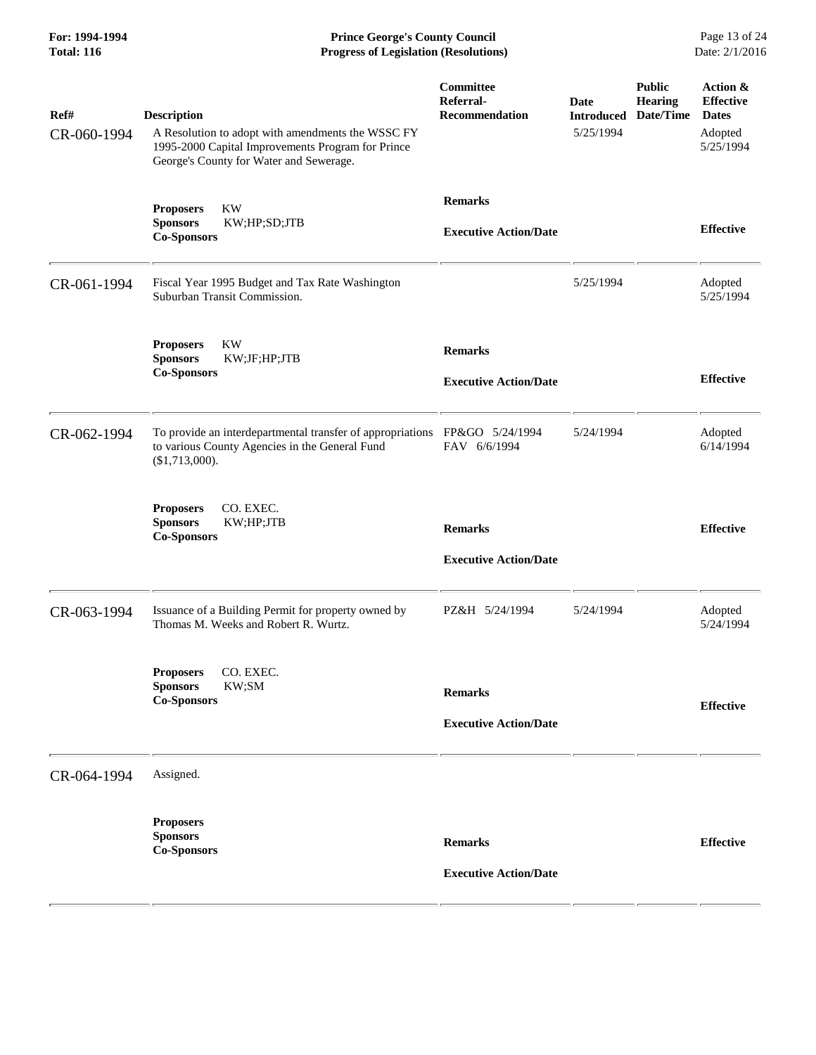| Ref# | Description | Committee Referral-Recommendation | Date Introduced | Public Hearing Date/Time | Action & Effective Dates |
|---|---|---|---|---|---|
| CR-060-1994 | A Resolution to adopt with amendments the WSSC FY 1995-2000 Capital Improvements Program for Prince George's County for Water and Sewerage. | | 5/25/1994 | | Adopted 5/25/1994 |
| | **Proposers** KW<br>**Sponsors** KW;HP;SD;JTB<br>**Co-Sponsors** | **Remarks**<br>**Executive Action/Date** | | | **Effective** |
| CR-061-1994 | Fiscal Year 1995 Budget and Tax Rate Washington Suburban Transit Commission. | | 5/25/1994 | | Adopted 5/25/1994 |
| | **Proposers** KW<br>**Sponsors** KW;JF;HP;JTB<br>**Co-Sponsors** | **Remarks**<br>**Executive Action/Date** | | | **Effective** |
| CR-062-1994 | To provide an interdepartmental transfer of appropriations to various County Agencies in the General Fund ($1,713,000). | FP&GO 5/24/1994<br>FAV 6/6/1994 | 5/24/1994 | | Adopted 6/14/1994 |
| | **Proposers** CO. EXEC.<br>**Sponsors** KW;HP;JTB<br>**Co-Sponsors** | **Remarks**<br>**Executive Action/Date** | | | **Effective** |
| CR-063-1994 | Issuance of a Building Permit for property owned by Thomas M. Weeks and Robert R. Wurtz. | PZ&H 5/24/1994 | 5/24/1994 | | Adopted 5/24/1994 |
| | **Proposers** CO. EXEC.<br>**Sponsors** KW;SM<br>**Co-Sponsors** | **Remarks**<br>**Executive Action/Date** | | | **Effective** |
| CR-064-1994 | Assigned. | | | | |
| | **Proposers**<br>**Sponsors**<br>**Co-Sponsors** | **Remarks**<br>**Executive Action/Date** | | | **Effective** |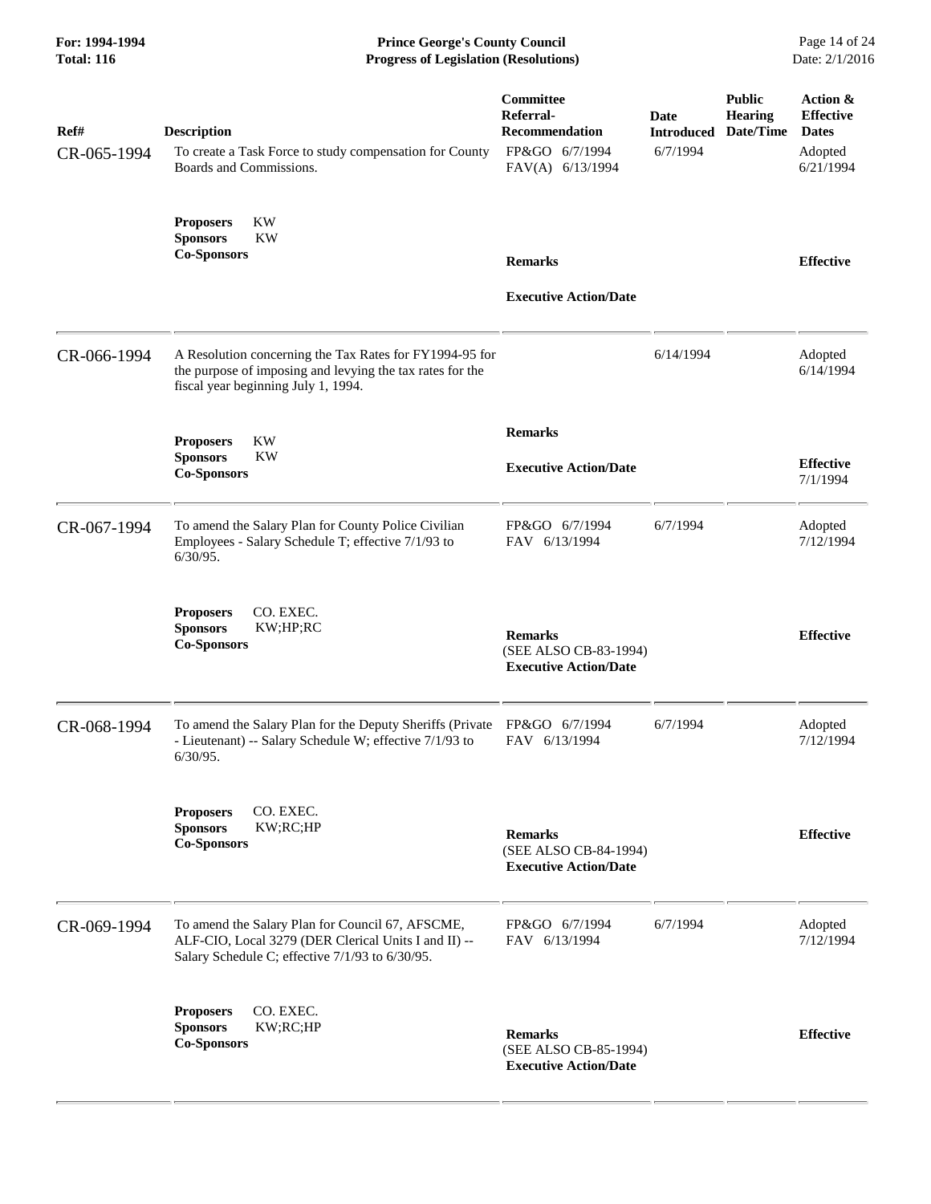| Ref# | Description | Committee Referral-Recommendation | Date Introduced | Public Hearing Date/Time | Action & Effective Dates |
|---|---|---|---|---|---|
| CR-065-1994 | To create a Task Force to study compensation for County Boards and Commissions. | FP&GO 6/7/1994<br>FAV(A) 6/13/1994 | 6/7/1994 | | Adopted<br>6/21/1994 |
| | **Proposers** KW<br>**Sponsors** KW<br>**Co-Sponsors** | **Remarks**<br><br>**Executive Action/Date** | | | **Effective** |
| CR-066-1994 | A Resolution concerning the Tax Rates for FY1994-95 for the purpose of imposing and levying the tax rates for the fiscal year beginning July 1, 1994. | | 6/14/1994 | | Adopted<br>6/14/1994 |
| | **Proposers** KW<br>**Sponsors** KW<br>**Co-Sponsors** | **Remarks**<br><br>**Executive Action/Date** | | | **Effective**<br>7/1/1994 |
| CR-067-1994 | To amend the Salary Plan for County Police Civilian Employees - Salary Schedule T; effective 7/1/93 to 6/30/95. | FP&GO 6/7/1994<br>FAV 6/13/1994 | 6/7/1994 | | Adopted<br>7/12/1994 |
| | **Proposers** CO. EXEC.<br>**Sponsors** KW;HP;RC<br>**Co-Sponsors** | **Remarks**<br>(SEE ALSO CB-83-1994)<br>**Executive Action/Date** | | | **Effective** |
| CR-068-1994 | To amend the Salary Plan for the Deputy Sheriffs (Private - Lieutenant) -- Salary Schedule W; effective 7/1/93 to 6/30/95. | FP&GO 6/7/1994<br>FAV 6/13/1994 | 6/7/1994 | | Adopted<br>7/12/1994 |
| | **Proposers** CO. EXEC.<br>**Sponsors** KW;RC;HP<br>**Co-Sponsors** | **Remarks**<br>(SEE ALSO CB-84-1994)<br>**Executive Action/Date** | | | **Effective** |
| CR-069-1994 | To amend the Salary Plan for Council 67, AFSCME, ALF-CIO, Local 3279 (DER Clerical Units I and II) -- Salary Schedule C; effective 7/1/93 to 6/30/95. | FP&GO 6/7/1994<br>FAV 6/13/1994 | 6/7/1994 | | Adopted<br>7/12/1994 |
| | **Proposers** CO. EXEC.<br>**Sponsors** KW;RC;HP<br>**Co-Sponsors** | **Remarks**<br>(SEE ALSO CB-85-1994)<br>**Executive Action/Date** | | | **Effective** |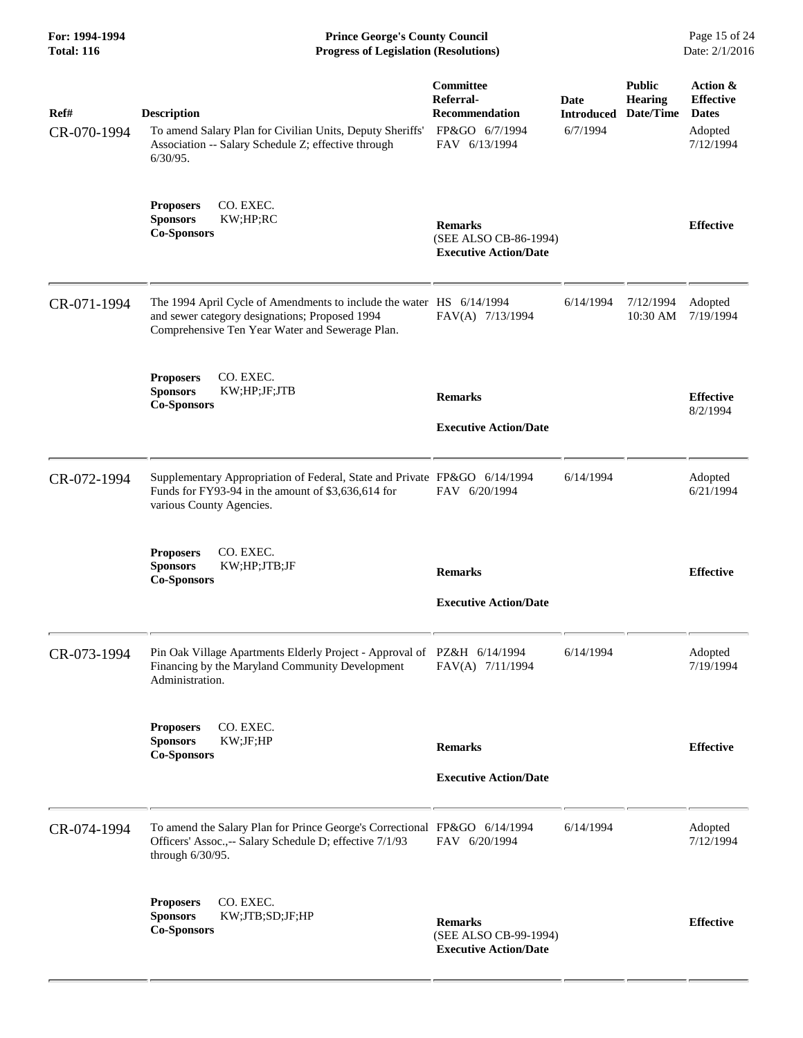| Ref# | Description | Committee Referral-Recommendation | Date Introduced | Public Hearing Date/Time | Action & Effective Dates |
|---|---|---|---|---|---|
| CR-070-1994 | To amend Salary Plan for Civilian Units, Deputy Sheriffs' Association -- Salary Schedule Z; effective through 6/30/95. | FP&GO 6/7/1994<br>FAV 6/13/1994 | 6/7/1994 | | Adopted<br>7/12/1994 |
| | **Proposers** CO. EXEC.<br>**Sponsors** KW;HP;RC<br>**Co-Sponsors** | **Remarks**<br>(SEE ALSO CB-86-1994)<br>**Executive Action/Date** | | | **Effective** |
| CR-071-1994 | The 1994 April Cycle of Amendments to include the water and sewer category designations; Proposed 1994 Comprehensive Ten Year Water and Sewerage Plan. | HS 6/14/1994<br>FAV(A) 7/13/1994 | 6/14/1994 | 7/12/1994<br>10:30 AM | Adopted<br>7/19/1994 |
| | **Proposers** CO. EXEC.<br>**Sponsors** KW;HP;JF;JTB<br>**Co-Sponsors** | **Remarks**<br>**Executive Action/Date** | | | **Effective**<br>8/2/1994 |
| CR-072-1994 | Supplementary Appropriation of Federal, State and Private Funds for FY93-94 in the amount of $3,636,614 for various County Agencies. | FP&GO 6/14/1994<br>FAV 6/20/1994 | 6/14/1994 | | Adopted<br>6/21/1994 |
| | **Proposers** CO. EXEC.<br>**Sponsors** KW;HP;JTB;JF<br>**Co-Sponsors** | **Remarks**<br>**Executive Action/Date** | | | **Effective** |
| CR-073-1994 | Pin Oak Village Apartments Elderly Project - Approval of Financing by the Maryland Community Development Administration. | PZ&H 6/14/1994<br>FAV(A) 7/11/1994 | 6/14/1994 | | Adopted<br>7/19/1994 |
| | **Proposers** CO. EXEC.<br>**Sponsors** KW;JF;HP<br>**Co-Sponsors** | **Remarks**<br>**Executive Action/Date** | | | **Effective** |
| CR-074-1994 | To amend the Salary Plan for Prince George's Correctional Officers' Assoc.,-- Salary Schedule D; effective 7/1/93 through 6/30/95. | FP&GO 6/14/1994<br>FAV 6/20/1994 | 6/14/1994 | | Adopted<br>7/12/1994 |
| | **Proposers** CO. EXEC.<br>**Sponsors** KW;JTB;SD;JF;HP<br>**Co-Sponsors** | **Remarks**<br>(SEE ALSO CB-99-1994)<br>**Executive Action/Date** | | | **Effective** |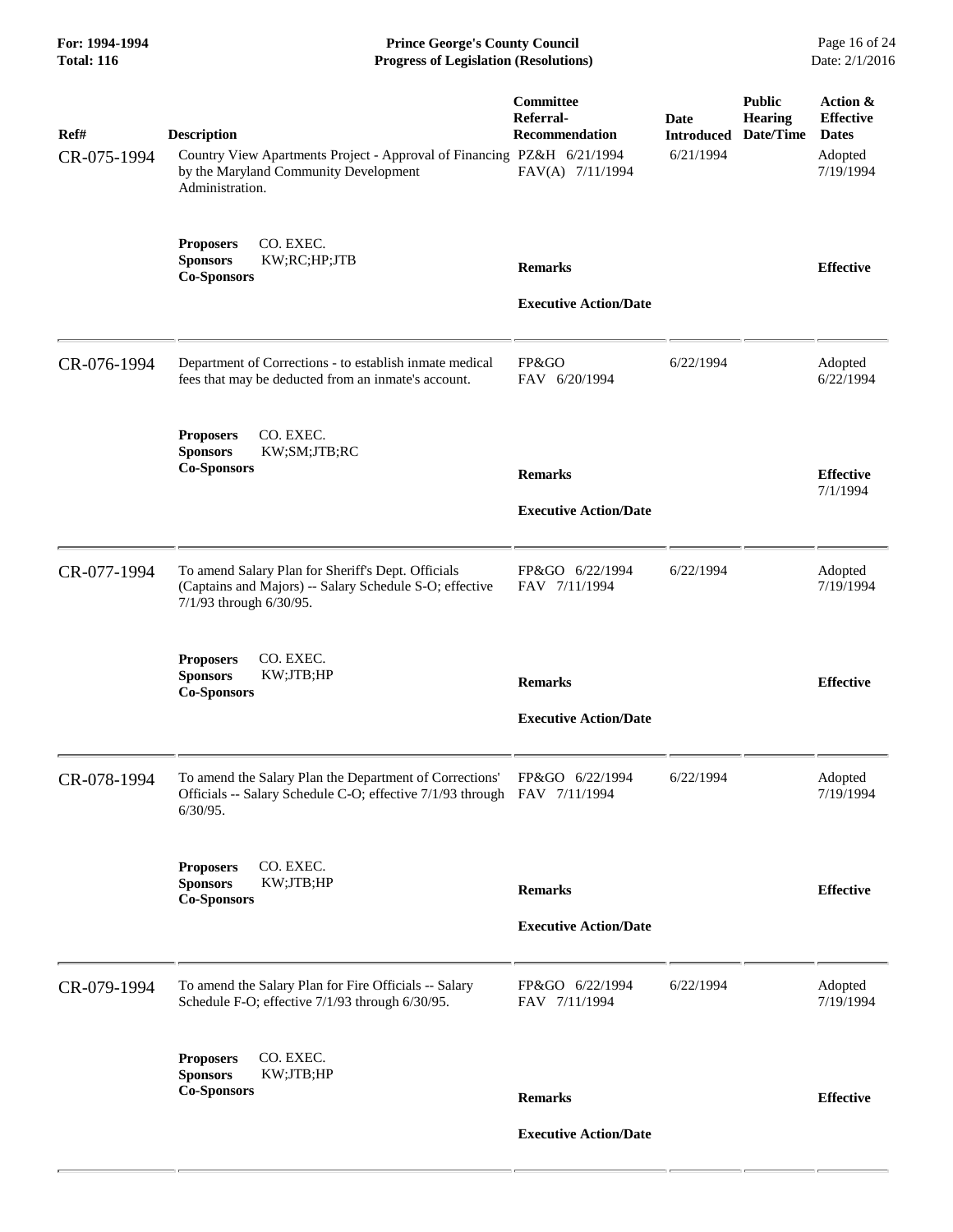**For: 1994-1994**
**Total: 116**

# Prince George's County Council
## Progress of Legislation (Resolutions)

Date: 2/1/2016

| Ref# | Description | Committee Referral-Recommendation | Date Introduced | Public Hearing Date/Time | Action & Effective Dates |
|---|---|---|---|---|---|
| CR-075-1994 | Country View Apartments Project - Approval of Financing by the Maryland Community Development Administration. | PZ&H 6/21/1994<br>FAV(A) 7/11/1994 | 6/21/1994 | | Adopted 7/19/1994 |
| | **Proposers** CO. EXEC.<br>**Sponsors** KW;RC;HP;JTB<br>**Co-Sponsors** | **Remarks**<br><br>**Executive Action/Date** | | | **Effective** |
| CR-076-1994 | Department of Corrections - to establish inmate medical fees that may be deducted from an inmate's account. | FP&GO<br>FAV 6/20/1994 | 6/22/1994 | | Adopted 6/22/1994 |
| | **Proposers** CO. EXEC.<br>**Sponsors** KW;SM;JTB;RC<br>**Co-Sponsors** | **Remarks**<br><br>**Executive Action/Date** | | | **Effective** 7/1/1994 |
| CR-077-1994 | To amend Salary Plan for Sheriff's Dept. Officials (Captains and Majors) -- Salary Schedule S-O; effective 7/1/93 through 6/30/95. | FP&GO 6/22/1994<br>FAV 7/11/1994 | 6/22/1994 | | Adopted 7/19/1994 |
| | **Proposers** CO. EXEC.<br>**Sponsors** KW;JTB;HP<br>**Co-Sponsors** | **Remarks**<br><br>**Executive Action/Date** | | | **Effective** |
| CR-078-1994 | To amend the Salary Plan the Department of Corrections' Officials -- Salary Schedule C-O; effective 7/1/93 through 6/30/95. | FP&GO 6/22/1994<br>FAV 7/11/1994 | 6/22/1994 | | Adopted 7/19/1994 |
| | **Proposers** CO. EXEC.<br>**Sponsors** KW;JTB;HP<br>**Co-Sponsors** | **Remarks**<br><br>**Executive Action/Date** | | | **Effective** |
| CR-079-1994 | To amend the Salary Plan for Fire Officials -- Salary Schedule F-O; effective 7/1/93 through 6/30/95. | FP&GO 6/22/1994<br>FAV 7/11/1994 | 6/22/1994 | | Adopted 7/19/1994 |
| | **Proposers** CO. EXEC.<br>**Sponsors** KW;JTB;HP<br>**Co-Sponsors** | **Remarks**<br><br>**Executive Action/Date** | | | **Effective** |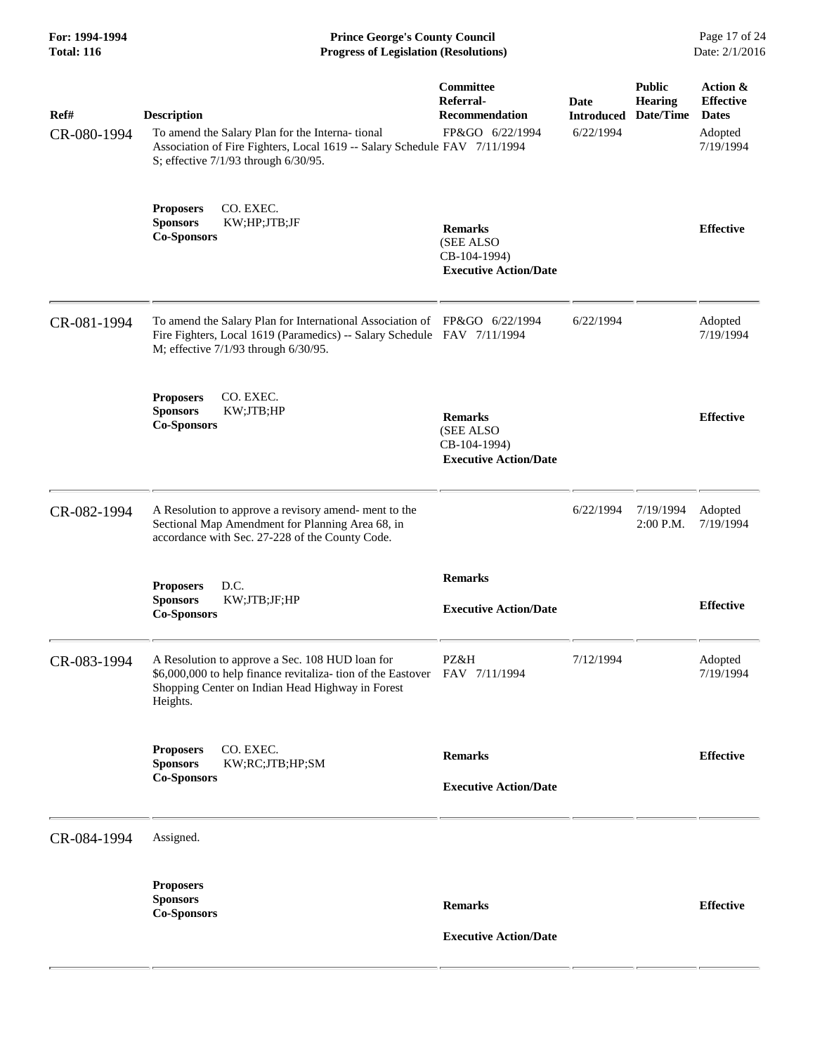| Ref# | Description | Committee Referral-Recommendation | Date Introduced | Public Hearing Date/Time | Action & Effective Dates |
|---|---|---|---|---|---|
| CR-080-1994 | To amend the Salary Plan for the Interna- tional Association of Fire Fighters, Local 1619 -- Salary Schedule S; effective 7/1/93 through 6/30/95. | FP&GO 6/22/1994<br>FAV 7/11/1994 | 6/22/1994 | | Adopted 7/19/1994 |
| | **Proposers** CO. EXEC.<br>**Sponsors** KW;HP;JTB;JF<br>**Co-Sponsors** | **Remarks**<br>(SEE ALSO CB-104-1994)<br>**Executive Action/Date** | | | **Effective** |
| CR-081-1994 | To amend the Salary Plan for International Association of Fire Fighters, Local 1619 (Paramedics) -- Salary Schedule M; effective 7/1/93 through 6/30/95. | FP&GO 6/22/1994<br>FAV 7/11/1994 | 6/22/1994 | | Adopted 7/19/1994 |
| | **Proposers** CO. EXEC.<br>**Sponsors** KW;JTB;HP<br>**Co-Sponsors** | **Remarks**<br>(SEE ALSO CB-104-1994)<br>**Executive Action/Date** | | | **Effective** |
| CR-082-1994 | A Resolution to approve a revisory amend- ment to the Sectional Map Amendment for Planning Area 68, in accordance with Sec. 27-228 of the County Code. | | 6/22/1994 | 7/19/1994 2:00 P.M. | Adopted 7/19/1994 |
| | **Proposers** D.C.<br>**Sponsors** KW;JTB;JF;HP<br>**Co-Sponsors** | **Remarks**<br>**Executive Action/Date** | | | **Effective** |
| CR-083-1994 | A Resolution to approve a Sec. 108 HUD loan for $6,000,000 to help finance revitaliza- tion of the Eastover Shopping Center on Indian Head Highway in Forest Heights. | PZ&H<br>FAV 7/11/1994 | 7/12/1994 | | Adopted 7/19/1994 |
| | **Proposers** CO. EXEC.<br>**Sponsors** KW;RC;JTB;HP;SM<br>**Co-Sponsors** | **Remarks**<br>**Executive Action/Date** | | | **Effective** |
| CR-084-1994 | Assigned. | | | | |
| | **Proposers**<br>**Sponsors**<br>**Co-Sponsors** | **Remarks**<br>**Executive Action/Date** | | | **Effective** |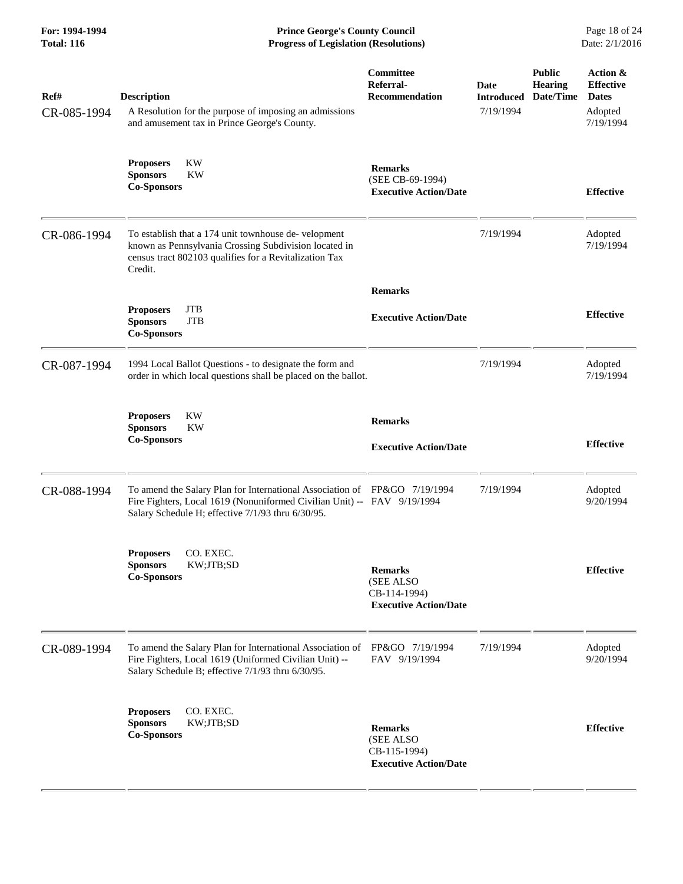| Ref# | Description | Committee Referral-Recommendation | Date Introduced | Public Hearing Date/Time | Action & Effective Dates |
|---|---|---|---|---|---|
| CR-085-1994 | A Resolution for the purpose of imposing an admissions and amusement tax in Prince George's County. | | 7/19/1994 | | Adopted 7/19/1994 |
| | **Proposers** KW **Sponsors** KW **Co-Sponsors** | **Remarks** (SEE CB-69-1994) **Executive Action/Date** | | | **Effective** |
| CR-086-1994 | To establish that a 174 unit townhouse de- velopment known as Pennsylvania Crossing Subdivision located in census tract 802103 qualifies for a Revitalization Tax Credit. | | 7/19/1994 | | Adopted 7/19/1994 |
| | **Proposers** JTB **Sponsors** JTB **Co-Sponsors** | **Remarks** **Executive Action/Date** | | | **Effective** |
| CR-087-1994 | 1994 Local Ballot Questions - to designate the form and order in which local questions shall be placed on the ballot. | | 7/19/1994 | | Adopted 7/19/1994 |
| | **Proposers** KW **Sponsors** KW **Co-Sponsors** | **Remarks** **Executive Action/Date** | | | **Effective** |
| CR-088-1994 | To amend the Salary Plan for International Association of Fire Fighters, Local 1619 (Nonuniformed Civilian Unit) -- Salary Schedule H; effective 7/1/93 thru 6/30/95. | FP&GO 7/19/1994 FAV 9/19/1994 | 7/19/1994 | | Adopted 9/20/1994 |
| | **Proposers** CO. EXEC. **Sponsors** KW;JTB;SD **Co-Sponsors** | **Remarks** (SEE ALSO CB-114-1994) **Executive Action/Date** | | | **Effective** |
| CR-089-1994 | To amend the Salary Plan for International Association of Fire Fighters, Local 1619 (Uniformed Civilian Unit) -- Salary Schedule B; effective 7/1/93 thru 6/30/95. | FP&GO 7/19/1994 FAV 9/19/1994 | 7/19/1994 | | Adopted 9/20/1994 |
| | **Proposers** CO. EXEC. **Sponsors** KW;JTB;SD **Co-Sponsors** | **Remarks** (SEE ALSO CB-115-1994) **Executive Action/Date** | | | **Effective** |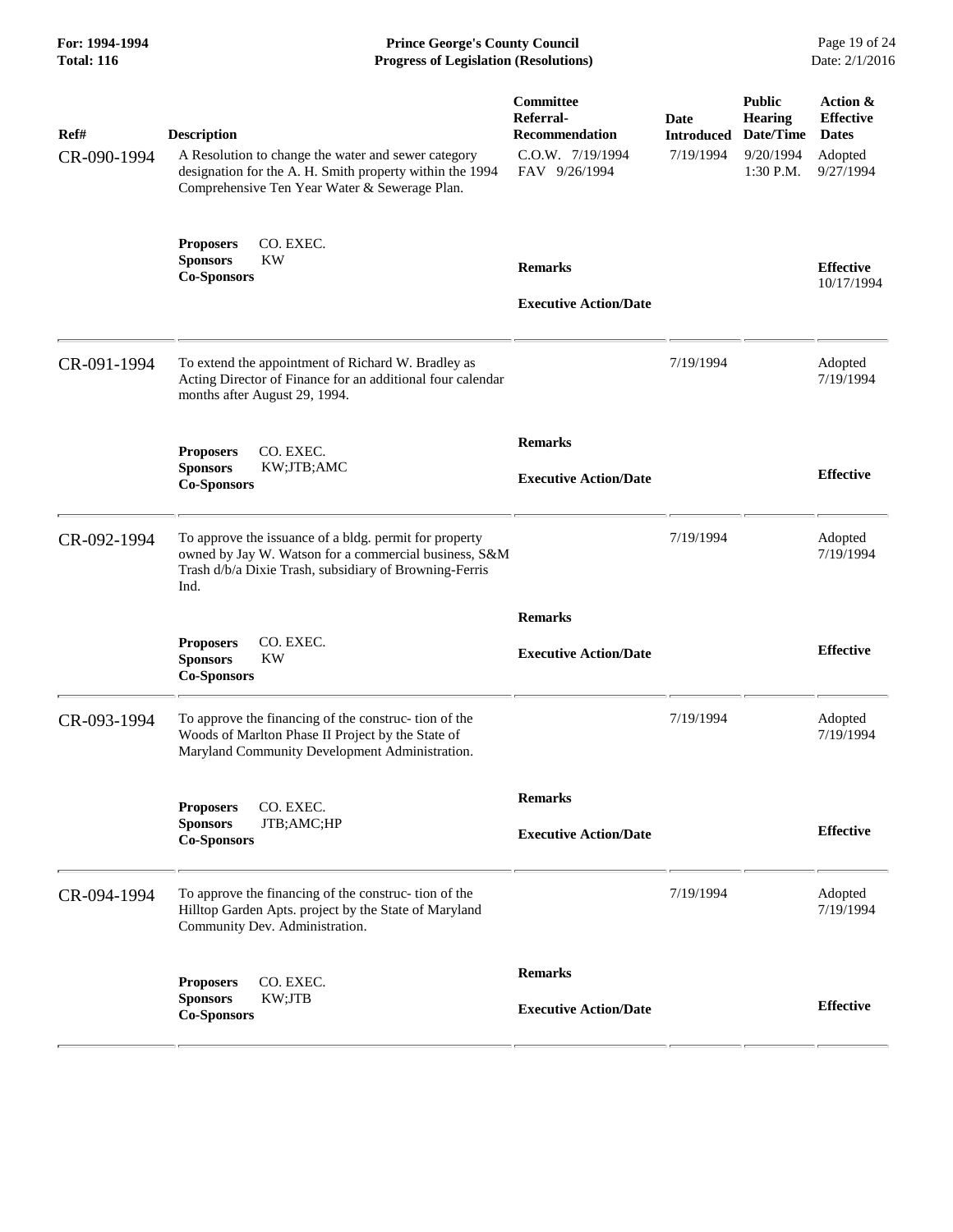| Ref# | Description | Committee Referral-Recommendation | Date Introduced | Public Hearing Date/Time | Action & Effective Dates |
|---|---|---|---|---|---|
| CR-090-1994 | A Resolution to change the water and sewer category designation for the A. H. Smith property within the 1994 Comprehensive Ten Year Water & Sewerage Plan. | C.O.W. 7/19/1994<br>FAV 9/26/1994 | 7/19/1994 | 9/20/1994<br>1:30 P.M. | Adopted<br>9/27/1994 |
| | **Proposers** CO. EXEC.<br>**Sponsors** KW<br>**Co-Sponsors** | **Remarks**<br><br>**Executive Action/Date** | | | **Effective**<br>10/17/1994 |
| CR-091-1994 | To extend the appointment of Richard W. Bradley as Acting Director of Finance for an additional four calendar months after August 29, 1994. | | 7/19/1994 | | Adopted<br>7/19/1994 |
| | **Proposers** CO. EXEC.<br>**Sponsors** KW;JTB;AMC<br>**Co-Sponsors** | **Remarks**<br><br>**Executive Action/Date** | | | **Effective** |
| CR-092-1994 | To approve the issuance of a bldg. permit for property owned by Jay W. Watson for a commercial business, S&M Trash d/b/a Dixie Trash, subsidiary of Browning-Ferris Ind. | | 7/19/1994 | | Adopted<br>7/19/1994 |
| | **Proposers** CO. EXEC.<br>**Sponsors** KW<br>**Co-Sponsors** | **Remarks**<br><br>**Executive Action/Date** | | | **Effective** |
| CR-093-1994 | To approve the financing of the construc- tion of the Woods of Marlton Phase II Project by the State of Maryland Community Development Administration. | | 7/19/1994 | | Adopted<br>7/19/1994 |
| | **Proposers** CO. EXEC.<br>**Sponsors** JTB;AMC;HP<br>**Co-Sponsors** | **Remarks**<br><br>**Executive Action/Date** | | | **Effective** |
| CR-094-1994 | To approve the financing of the construc- tion of the Hilltop Garden Apts. project by the State of Maryland Community Dev. Administration. | | 7/19/1994 | | Adopted<br>7/19/1994 |
| | **Proposers** CO. EXEC.<br>**Sponsors** KW;JTB<br>**Co-Sponsors** | **Remarks**<br><br>**Executive Action/Date** | | | **Effective** |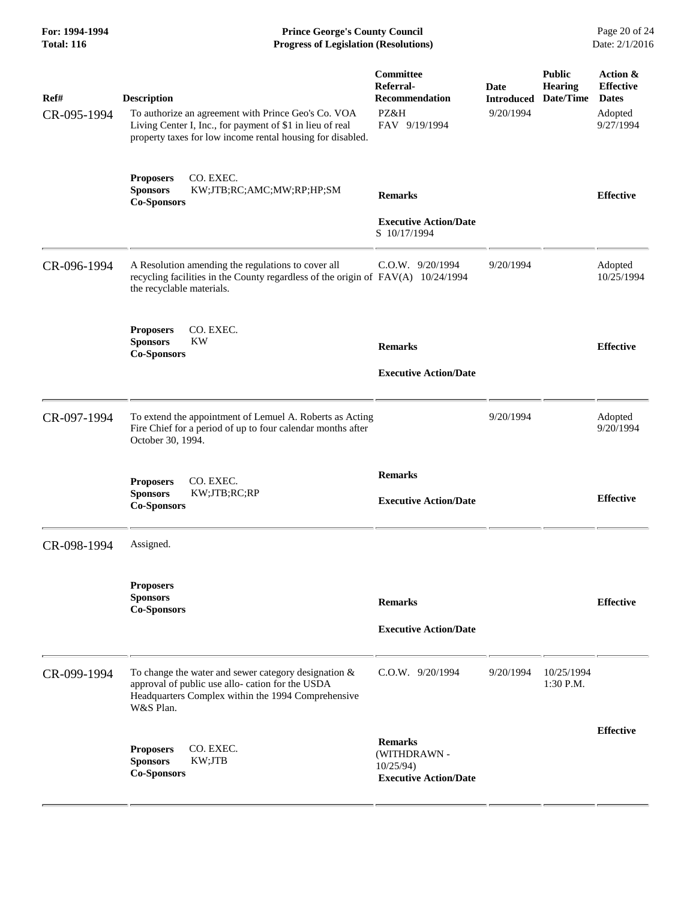**For: 1994-1994**
**Total: 116**

**Prince George's County Council**
**Progress of Legislation (Resolutions)**

Date: 2/1/2016

| Ref# | Description | Committee Referral-Recommendation | Date Introduced | Public Hearing Date/Time | Action & Effective Dates |
|---|---|---|---|---|---|
| CR-095-1994 | To authorize an agreement with Prince Geo's Co. VOA Living Center I, Inc., for payment of $1 in lieu of real property taxes for low income rental housing for disabled. | PZ&H FAV 9/19/1994 | 9/20/1994 | | Adopted 9/27/1994 |
| | **Proposers** CO. EXEC. **Sponsors** KW;JTB;RC;AMC;MW;RP;HP;SM **Co-Sponsors** | **Remarks** **Executive Action/Date** S 10/17/1994 | | | **Effective** |
| CR-096-1994 | A Resolution amending the regulations to cover all recycling facilities in the County regardless of the origin of the recyclable materials. | C.O.W. 9/20/1994 FAV(A) 10/24/1994 | 9/20/1994 | | Adopted 10/25/1994 |
| | **Proposers** CO. EXEC. **Sponsors** KW **Co-Sponsors** | **Remarks** **Executive Action/Date** | | | **Effective** |
| CR-097-1994 | To extend the appointment of Lemuel A. Roberts as Acting Fire Chief for a period of up to four calendar months after October 30, 1994. | | 9/20/1994 | | Adopted 9/20/1994 |
| | **Proposers** CO. EXEC. **Sponsors** KW;JTB;RC;RP **Co-Sponsors** | **Remarks** **Executive Action/Date** | | | **Effective** |
| CR-098-1994 | Assigned. | | | | |
| | **Proposers** **Sponsors** **Co-Sponsors** | **Remarks** **Executive Action/Date** | | | **Effective** |
| CR-099-1994 | To change the water and sewer category designation & approval of public use allo- cation for the USDA Headquarters Complex within the 1994 Comprehensive W&S Plan. | C.O.W. 9/20/1994 | 9/20/1994 | 10/25/1994 1:30 P.M. | |
| | **Proposers** CO. EXEC. **Sponsors** KW;JTB **Co-Sponsors** | **Remarks** (WITHDRAWN - 10/25/94) **Executive Action/Date** | | | **Effective** |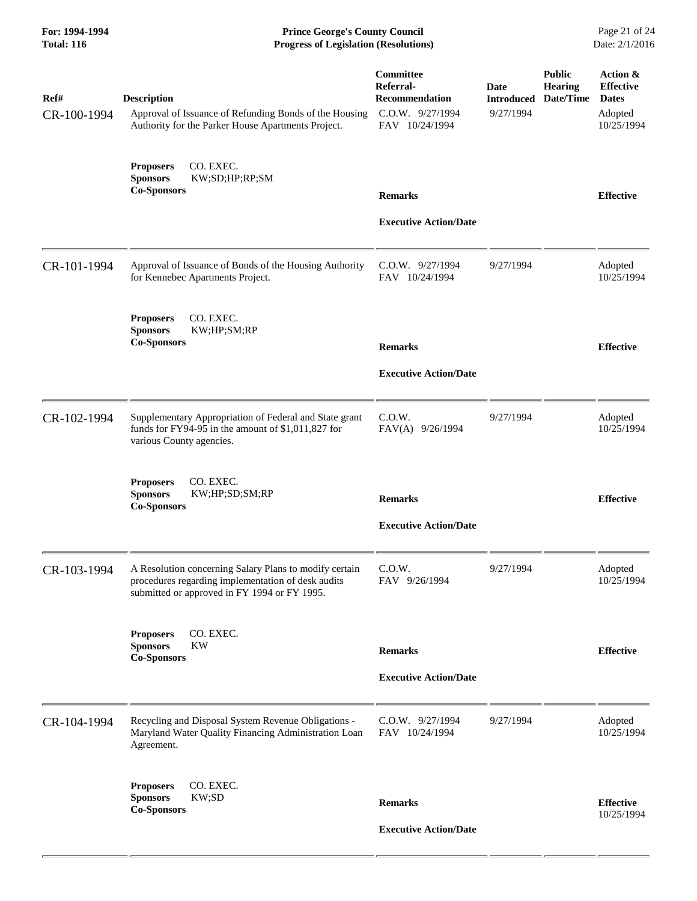| Ref# | Description | Committee Referral-Recommendation | Date Introduced | Public Hearing Date/Time | Action & Effective Dates |
|---|---|---|---|---|---|
| CR-100-1994 | Approval of Issuance of Refunding Bonds of the Housing Authority for the Parker House Apartments Project. | C.O.W. 9/27/1994<br>FAV 10/24/1994 | 9/27/1994 | | Adopted 10/25/1994 |
| | **Proposers** CO. EXEC.<br>**Sponsors** KW;SD;HP;RP;SM<br>**Co-Sponsors** | **Remarks**<br><br>**Executive Action/Date** | | | **Effective** |
| CR-101-1994 | Approval of Issuance of Bonds of the Housing Authority for Kennebec Apartments Project. | C.O.W. 9/27/1994<br>FAV 10/24/1994 | 9/27/1994 | | Adopted 10/25/1994 |
| | **Proposers** CO. EXEC.<br>**Sponsors** KW;HP;SM;RP<br>**Co-Sponsors** | **Remarks**<br><br>**Executive Action/Date** | | | **Effective** |
| CR-102-1994 | Supplementary Appropriation of Federal and State grant funds for FY94-95 in the amount of $1,011,827 for various County agencies. | C.O.W.<br>FAV(A) 9/26/1994 | 9/27/1994 | | Adopted 10/25/1994 |
| | **Proposers** CO. EXEC.<br>**Sponsors** KW;HP;SD;SM;RP<br>**Co-Sponsors** | **Remarks**<br><br>**Executive Action/Date** | | | **Effective** |
| CR-103-1994 | A Resolution concerning Salary Plans to modify certain procedures regarding implementation of desk audits submitted or approved in FY 1994 or FY 1995. | C.O.W.<br>FAV 9/26/1994 | 9/27/1994 | | Adopted 10/25/1994 |
| | **Proposers** CO. EXEC.<br>**Sponsors** KW<br>**Co-Sponsors** | **Remarks**<br><br>**Executive Action/Date** | | | **Effective** |
| CR-104-1994 | Recycling and Disposal System Revenue Obligations - Maryland Water Quality Financing Administration Loan Agreement. | C.O.W. 9/27/1994<br>FAV 10/24/1994 | 9/27/1994 | | Adopted 10/25/1994 |
| | **Proposers** CO. EXEC.<br>**Sponsors** KW;SD<br>**Co-Sponsors** | **Remarks**<br><br>**Executive Action/Date** | | | **Effective** 10/25/1994 |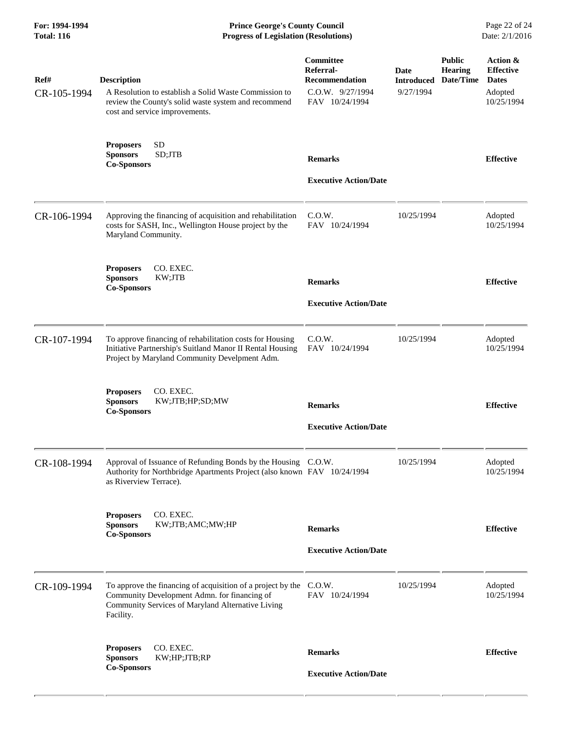| Ref# | Description | Committee Referral-Recommendation | Date Introduced | Public Hearing Date/Time | Action & Effective Dates |
|---|---|---|---|---|---|
| CR-105-1994 | A Resolution to establish a Solid Waste Commission to review the County's solid waste system and recommend cost and service improvements. | C.O.W. 9/27/1994<br>FAV 10/24/1994 | 9/27/1994 | | Adopted<br>10/25/1994 |
| | **Proposers** SD<br>**Sponsors** SD;JTB<br>**Co-Sponsors** | **Remarks**<br><br>**Executive Action/Date** | | | **Effective** |
| CR-106-1994 | Approving the financing of acquisition and rehabilitation costs for SASH, Inc., Wellington House project by the Maryland Community. | C.O.W.<br>FAV 10/24/1994 | 10/25/1994 | | Adopted<br>10/25/1994 |
| | **Proposers** CO. EXEC.<br>**Sponsors** KW;JTB<br>**Co-Sponsors** | **Remarks**<br><br>**Executive Action/Date** | | | **Effective** |
| CR-107-1994 | To approve financing of rehabilitation costs for Housing Initiative Partnership's Suitland Manor II Rental Housing Project by Maryland Community Develpment Adm. | C.O.W.<br>FAV 10/24/1994 | 10/25/1994 | | Adopted<br>10/25/1994 |
| | **Proposers** CO. EXEC.<br>**Sponsors** KW;JTB;HP;SD;MW<br>**Co-Sponsors** | **Remarks**<br><br>**Executive Action/Date** | | | **Effective** |
| CR-108-1994 | Approval of Issuance of Refunding Bonds by the Housing Authority for Northbridge Apartments Project (also known as Riverview Terrace). | C.O.W.<br>FAV 10/24/1994 | 10/25/1994 | | Adopted<br>10/25/1994 |
| | **Proposers** CO. EXEC.<br>**Sponsors** KW;JTB;AMC;MW;HP<br>**Co-Sponsors** | **Remarks**<br><br>**Executive Action/Date** | | | **Effective** |
| CR-109-1994 | To approve the financing of acquisition of a project by the Community Development Admn. for financing of Community Services of Maryland Alternative Living Facility. | C.O.W.<br>FAV 10/24/1994 | 10/25/1994 | | Adopted<br>10/25/1994 |
| | **Proposers** CO. EXEC.<br>**Sponsors** KW;HP;JTB;RP<br>**Co-Sponsors** | **Remarks**<br><br>**Executive Action/Date** | | | **Effective** |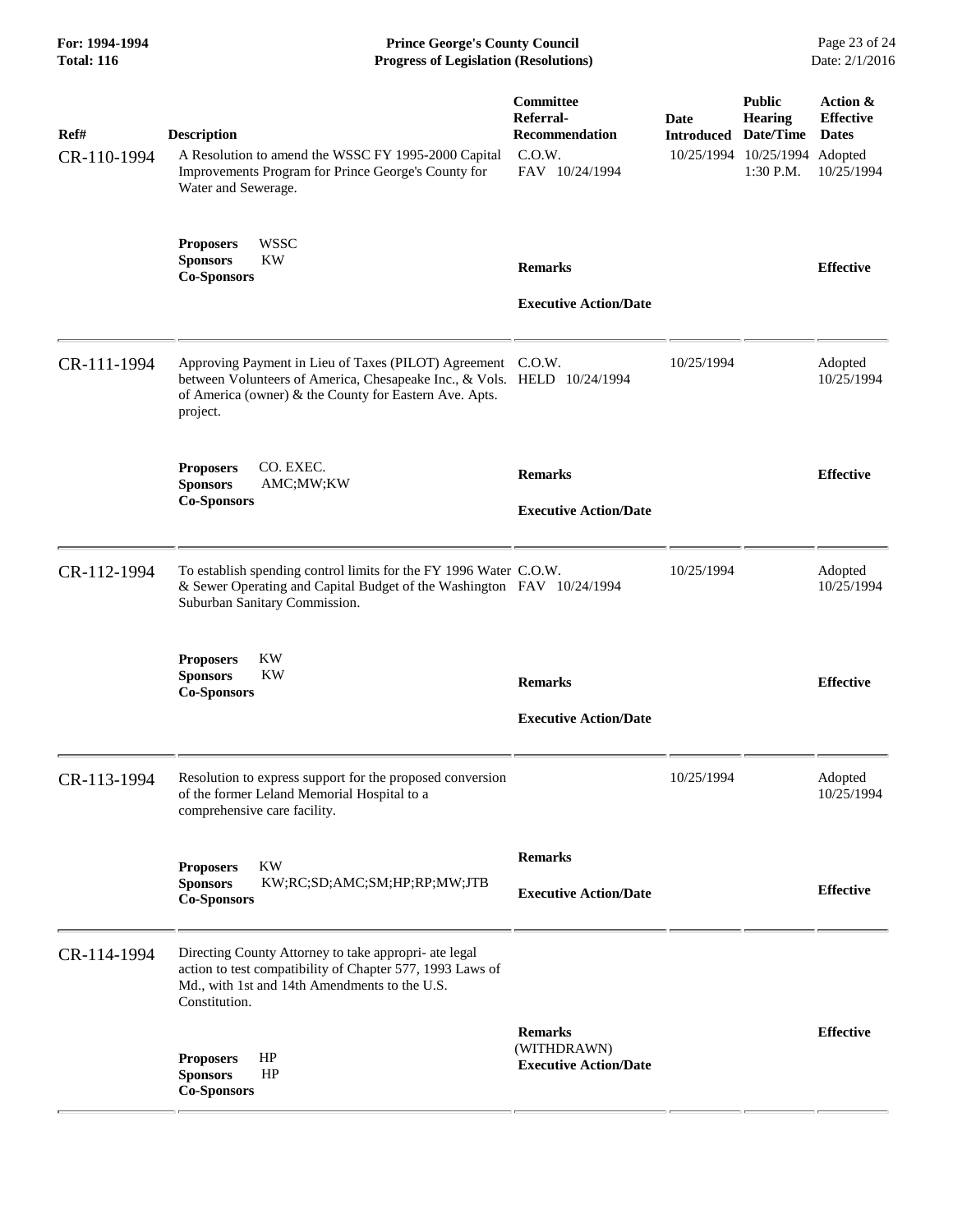| Ref# | Description | Committee Referral-Recommendation | Date Introduced | Public Hearing Date/Time | Action & Effective Dates |
|---|---|---|---|---|---|
| CR-110-1994 | A Resolution to amend the WSSC FY 1995-2000 Capital Improvements Program for Prince George's County for Water and Sewerage.<br><br>**Proposers** WSSC<br>**Sponsors** KW<br>**Co-Sponsors** | C.O.W.<br>FAV 10/24/1994<br><br>**Remarks**<br><br>**Executive Action/Date** | 10/25/1994 | 10/25/1994<br>1:30 P.M. | Adopted<br>10/25/1994<br><br>**Effective** |
| CR-111-1994 | Approving Payment in Lieu of Taxes (PILOT) Agreement between Volunteers of America, Chesapeake Inc., & Vols. of America (owner) & the County for Eastern Ave. Apts. project.<br><br>**Proposers** CO. EXEC.<br>**Sponsors** AMC;MW;KW<br>**Co-Sponsors** | C.O.W.<br>HELD 10/24/1994<br><br>**Remarks**<br><br>**Executive Action/Date** | 10/25/1994 | | Adopted<br>10/25/1994<br><br>**Effective** |
| CR-112-1994 | To establish spending control limits for the FY 1996 Water & Sewer Operating and Capital Budget of the Washington Suburban Sanitary Commission.<br><br>**Proposers** KW<br>**Sponsors** KW<br>**Co-Sponsors** | C.O.W.<br>FAV 10/24/1994<br><br>**Remarks**<br><br>**Executive Action/Date** | 10/25/1994 | | Adopted<br>10/25/1994<br><br>**Effective** |
| CR-113-1994 | Resolution to express support for the proposed conversion of the former Leland Memorial Hospital to a comprehensive care facility.<br><br>**Proposers** KW<br>**Sponsors** KW;RC;SD;AMC;SM;HP;RP;MW;JTB<br>**Co-Sponsors** | **Remarks**<br><br>**Executive Action/Date** | 10/25/1994 | | Adopted<br>10/25/1994<br><br>**Effective** |
| CR-114-1994 | Directing County Attorney to take appropri- ate legal action to test compatibility of Chapter 577, 1993 Laws of Md., with 1st and 14th Amendments to the U.S. Constitution.<br><br>**Proposers** HP<br>**Sponsors** HP<br>**Co-Sponsors** | **Remarks**<br>(WITHDRAWN)<br>**Executive Action/Date** | | | **Effective** |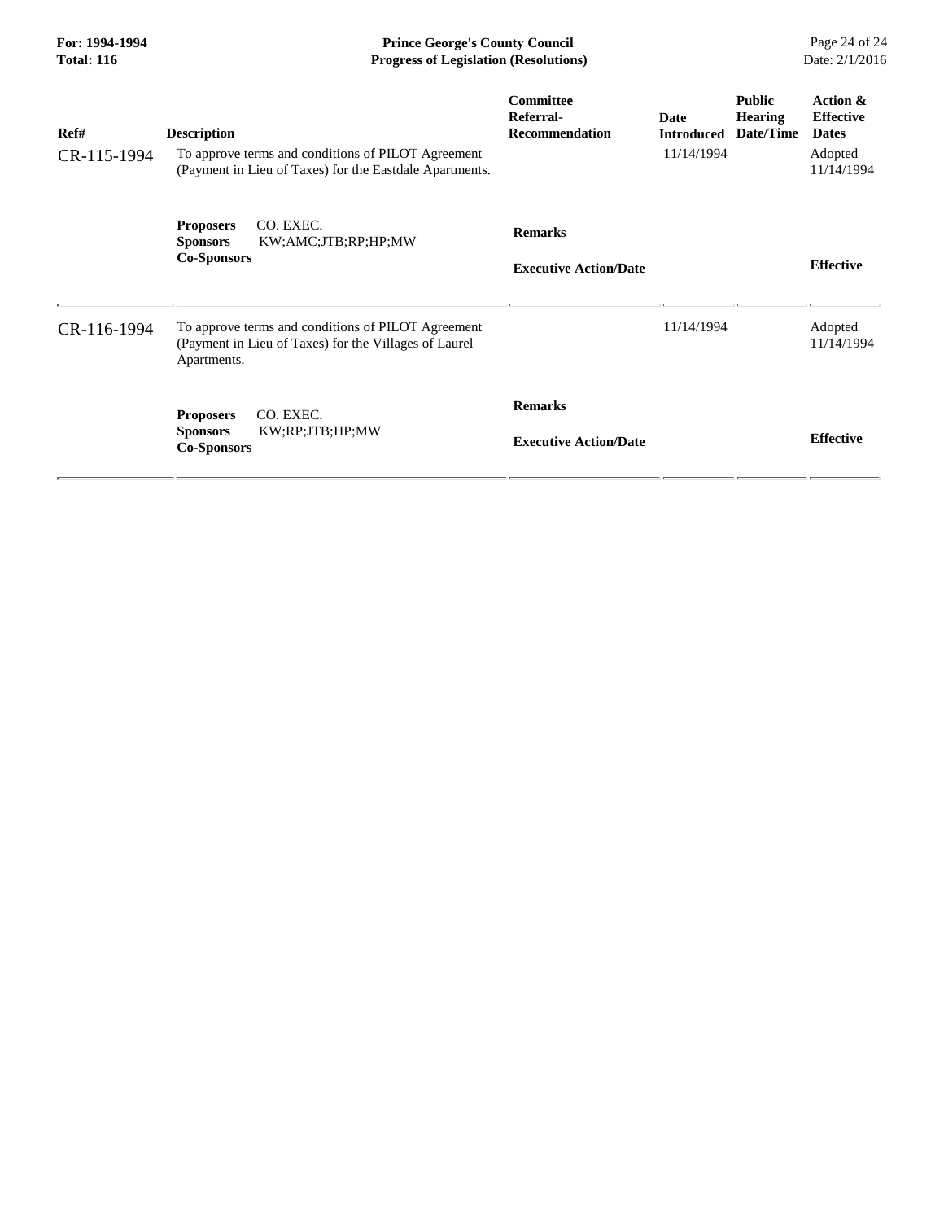| Ref# | Description | Committee Referral-Recommendation | Date Introduced | Public Hearing Date/Time | Action & Effective Dates |
|---|---|---|---|---|---|
| CR-115-1994 | To approve terms and conditions of PILOT Agreement (Payment in Lieu of Taxes) for the Eastdale Apartments. | | 11/14/1994 | | Adopted 11/14/1994 |
| | **Proposers** CO. EXEC.<br>**Sponsors** KW;AMC;JTB;RP;HP;MW<br>**Co-Sponsors** | **Remarks**<br><br>**Executive Action/Date** | | | **Effective** |
| CR-116-1994 | To approve terms and conditions of PILOT Agreement (Payment in Lieu of Taxes) for the Villages of Laurel Apartments. | | 11/14/1994 | | Adopted 11/14/1994 |
| | **Proposers** CO. EXEC.<br>**Sponsors** KW;RP;JTB;HP;MW<br>**Co-Sponsors** | **Remarks**<br><br>**Executive Action/Date** | | | **Effective** |